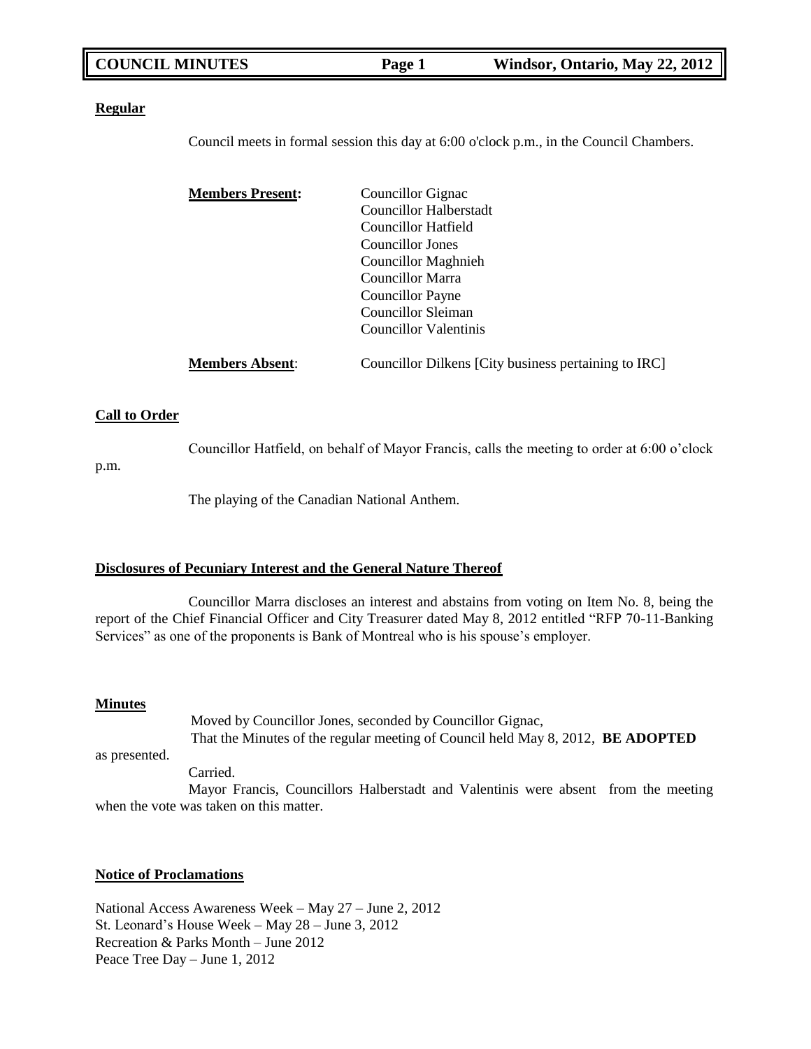## Regular

Council meets in formal session this day at 6:00 o'clock p.m., in the Council Chambers.

**Members Present:**

Councillor Gignac
Councillor Halberstadt
Councillor Hatfield
Councillor Jones
Councillor Maghnieh
Councillor Marra
Councillor Payne
Councillor Sleiman
Councillor Valentinis

**Members Absent**: Councillor Dilkens [City business pertaining to IRC]

## Call to Order

Councillor Hatfield, on behalf of Mayor Francis, calls the meeting to order at 6:00 o'clock p.m.

The playing of the Canadian National Anthem.

## Disclosures of Pecuniary Interest and the General Nature Thereof

Councillor Marra discloses an interest and abstains from voting on Item No. 8, being the report of the Chief Financial Officer and City Treasurer dated May 8, 2012 entitled "RFP 70-11-Banking Services" as one of the proponents is Bank of Montreal who is his spouse's employer.

## Minutes

Moved by Councillor Jones, seconded by Councillor Gignac,
That the Minutes of the regular meeting of Council held May 8, 2012, **BE ADOPTED** as presented.

Carried.

Mayor Francis, Councillors Halberstadt and Valentinis were absent from the meeting when the vote was taken on this matter.

## Notice of Proclamations

National Access Awareness Week – May 27 – June 2, 2012
St. Leonard's House Week – May 28 – June 3, 2012
Recreation & Parks Month – June 2012
Peace Tree Day – June 1, 2012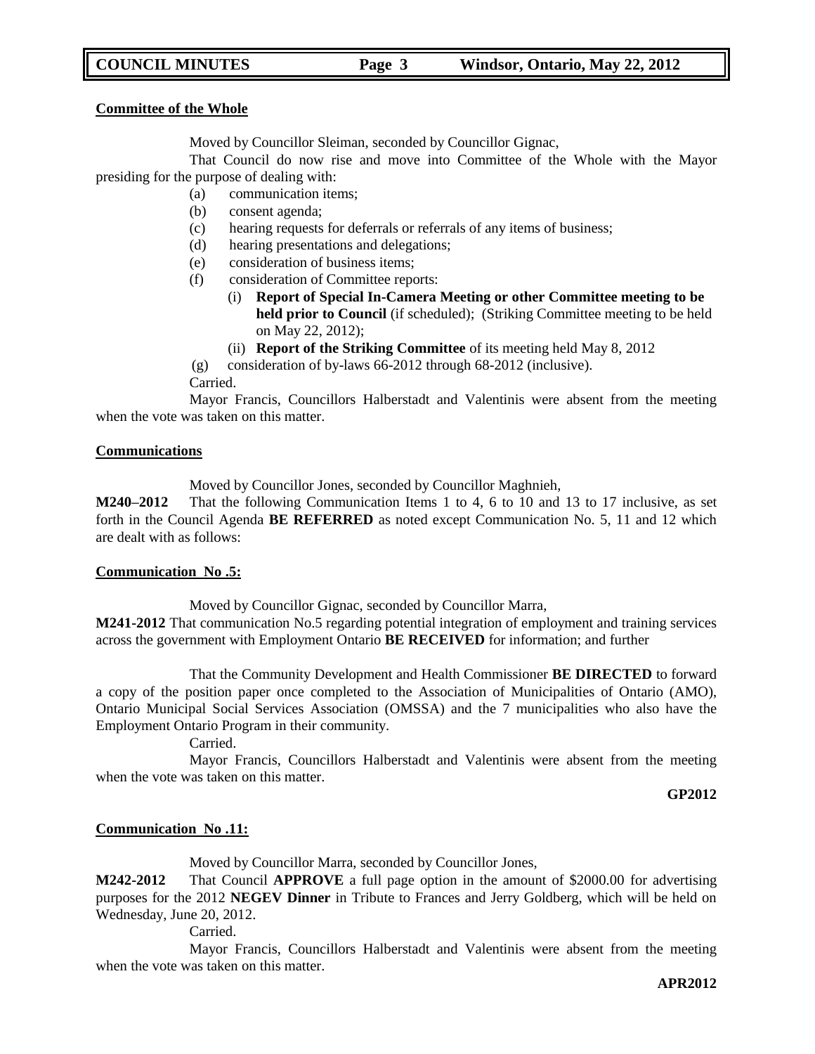**Committee of the Whole**

Moved by Councillor Sleiman, seconded by Councillor Gignac,

That Council do now rise and move into Committee of the Whole with the Mayor presiding for the purpose of dealing with:

- (a) communication items;
- (b) consent agenda;
- (c) hearing requests for deferrals or referrals of any items of business;
- (d) hearing presentations and delegations;
- (e) consideration of business items;
- (f) consideration of Committee reports:
  - (i) **Report of Special In-Camera Meeting or other Committee meeting to be held prior to Council** (if scheduled); (Striking Committee meeting to be held on May 22, 2012);
  - (ii) **Report of the Striking Committee** of its meeting held May 8, 2012
- (g) consideration of by-laws 66-2012 through 68-2012 (inclusive).

Carried.

Mayor Francis, Councillors Halberstadt and Valentinis were absent from the meeting when the vote was taken on this matter.

**Communications**

Moved by Councillor Jones, seconded by Councillor Maghnieh,

**M240–2012** That the following Communication Items 1 to 4, 6 to 10 and 13 to 17 inclusive, as set forth in the Council Agenda **BE REFERRED** as noted except Communication No. 5, 11 and 12 which are dealt with as follows:

**Communication No .5:**

Moved by Councillor Gignac, seconded by Councillor Marra,

**M241-2012** That communication No.5 regarding potential integration of employment and training services across the government with Employment Ontario **BE RECEIVED** for information; and further

That the Community Development and Health Commissioner **BE DIRECTED** to forward a copy of the position paper once completed to the Association of Municipalities of Ontario (AMO), Ontario Municipal Social Services Association (OMSSA) and the 7 municipalities who also have the Employment Ontario Program in their community.

Carried.

Mayor Francis, Councillors Halberstadt and Valentinis were absent from the meeting when the vote was taken on this matter.

**GP2012**

**Communication No .11:**

Moved by Councillor Marra, seconded by Councillor Jones,

**M242-2012** That Council **APPROVE** a full page option in the amount of $2000.00 for advertising purposes for the 2012 **NEGEV Dinner** in Tribute to Frances and Jerry Goldberg, which will be held on Wednesday, June 20, 2012.

Carried.

Mayor Francis, Councillors Halberstadt and Valentinis were absent from the meeting when the vote was taken on this matter.

**APR2012**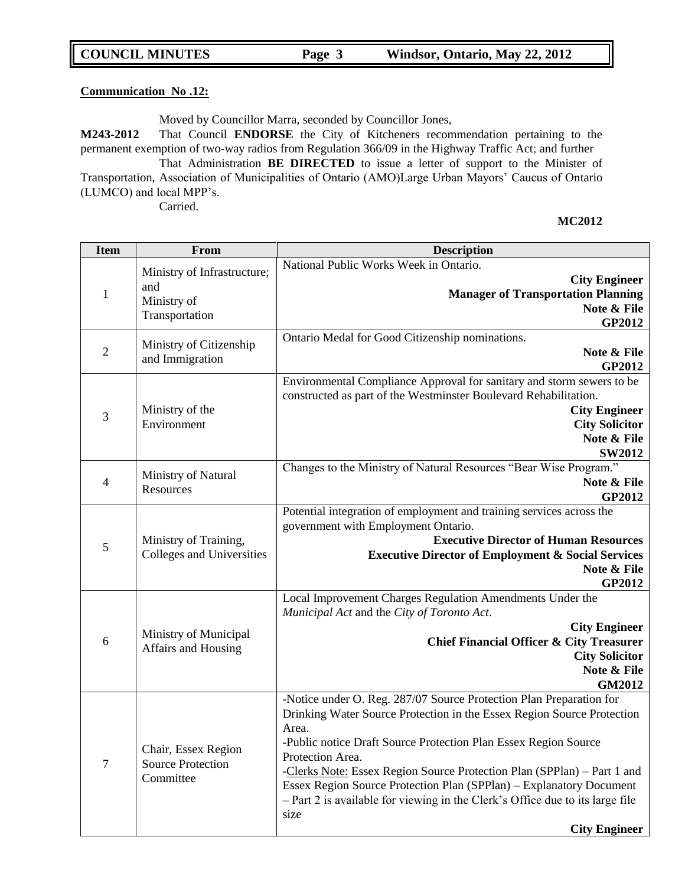**Communication No .12:**

Moved by Councillor Marra, seconded by Councillor Jones,

**M243-2012** That Council **ENDORSE** the City of Kitcheners recommendation pertaining to the permanent exemption of two-way radios from Regulation 366/09 in the Highway Traffic Act; and further

That Administration **BE DIRECTED** to issue a letter of support to the Minister of Transportation, Association of Municipalities of Ontario (AMO)Large Urban Mayors' Caucus of Ontario (LUMCO) and local MPP's.

Carried.

**MC2012**

| Item | From | Description |
|---|---|---|
| 1 | Ministry of Infrastructure; and Ministry of Transportation | National Public Works Week in Ontario.<br>**City Engineer**<br>**Manager of Transportation Planning**<br>**Note & File**<br>**GP2012** |
| 2 | Ministry of Citizenship and Immigration | Ontario Medal for Good Citizenship nominations.<br>**Note & File**<br>**GP2012** |
| 3 | Ministry of the Environment | Environmental Compliance Approval for sanitary and storm sewers to be constructed as part of the Westminster Boulevard Rehabilitation.<br>**City Engineer**<br>**City Solicitor**<br>**Note & File**<br>**SW2012** |
| 4 | Ministry of Natural Resources | Changes to the Ministry of Natural Resources "Bear Wise Program."<br>**Note & File**<br>**GP2012** |
| 5 | Ministry of Training, Colleges and Universities | Potential integration of employment and training services across the government with Employment Ontario.<br>**Executive Director of Human Resources**<br>**Executive Director of Employment & Social Services**<br>**Note & File**<br>**GP2012** |
| 6 | Ministry of Municipal Affairs and Housing | Local Improvement Charges Regulation Amendments Under the *Municipal Act* and the *City of Toronto Act*.<br>**City Engineer**<br>**Chief Financial Officer & City Treasurer**<br>**City Solicitor**<br>**Note & File**<br>**GM2012** |
| 7 | Chair, Essex Region Source Protection Committee | -Notice under O. Reg. 287/07 Source Protection Plan Preparation for Drinking Water Source Protection in the Essex Region Source Protection Area.<br>-Public notice Draft Source Protection Plan Essex Region Source Protection Area.<br>-Clerks Note: Essex Region Source Protection Plan (SPPlan) – Part 1 and Essex Region Source Protection Plan (SPPlan) – Explanatory Document – Part 2 is available for viewing in the Clerk's Office due to its large file size<br>**City Engineer** |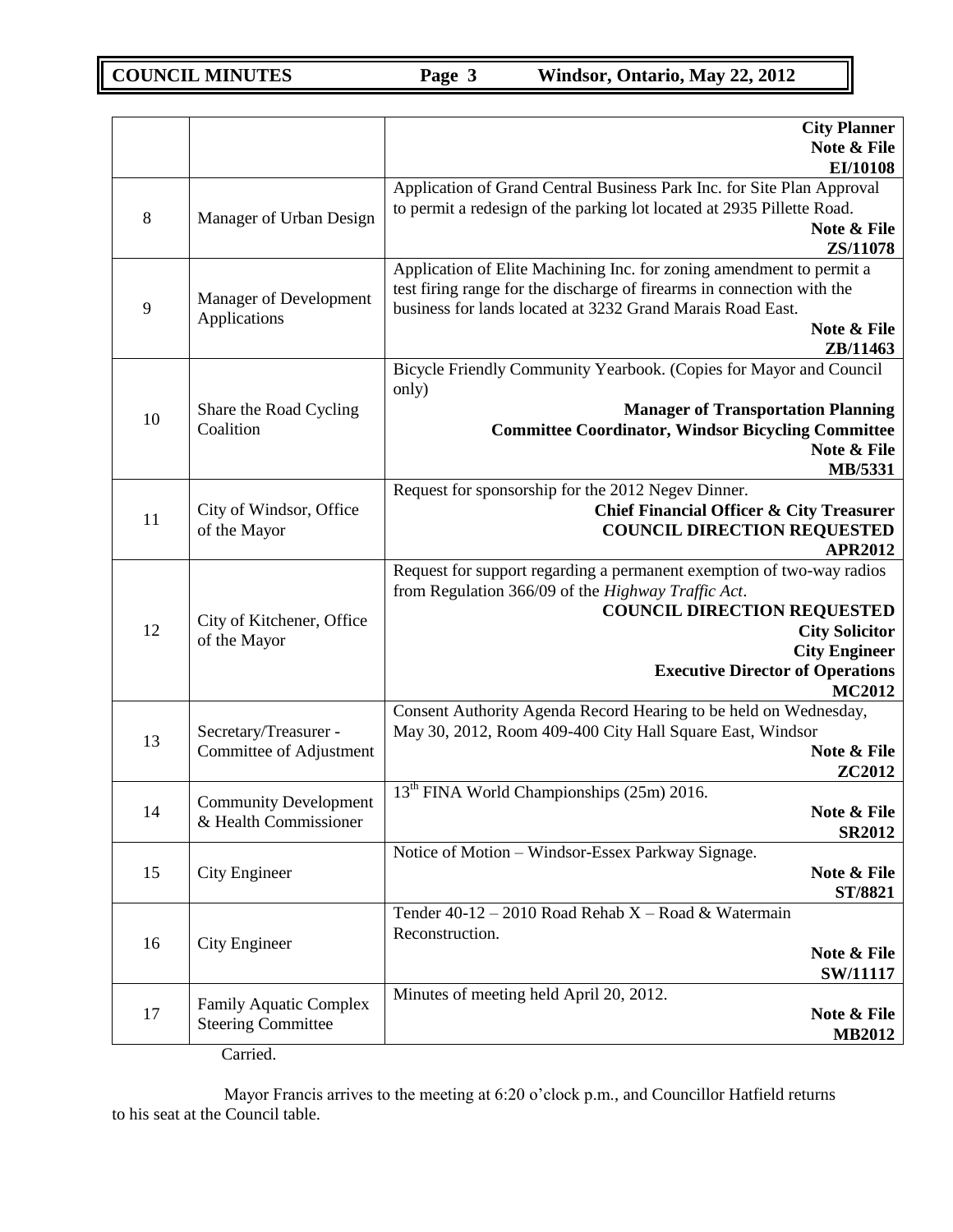| | | |
|---|---|---|
| | | **City Planner** **Note & File** **EI/10108** |
| 8 | Manager of Urban Design | Application of Grand Central Business Park Inc. for Site Plan Approval to permit a redesign of the parking lot located at 2935 Pillette Road. **Note & File** **ZS/11078** |
| 9 | Manager of Development Applications | Application of Elite Machining Inc. for zoning amendment to permit a test firing range for the discharge of firearms in connection with the business for lands located at 3232 Grand Marais Road East. **Note & File** **ZB/11463** |
| 10 | Share the Road Cycling Coalition | Bicycle Friendly Community Yearbook. (Copies for Mayor and Council only) **Manager of Transportation Planning** **Committee Coordinator, Windsor Bicycling Committee** **Note & File** **MB/5331** |
| 11 | City of Windsor, Office of the Mayor | Request for sponsorship for the 2012 Negev Dinner. **Chief Financial Officer & City Treasurer** **COUNCIL DIRECTION REQUESTED** **APR2012** |
| 12 | City of Kitchener, Office of the Mayor | Request for support regarding a permanent exemption of two-way radios from Regulation 366/09 of the *Highway Traffic Act*. **COUNCIL DIRECTION REQUESTED** **City Solicitor** **City Engineer** **Executive Director of Operations** **MC2012** |
| 13 | Secretary/Treasurer - Committee of Adjustment | Consent Authority Agenda Record Hearing to be held on Wednesday, May 30, 2012, Room 409-400 City Hall Square East, Windsor **Note & File** **ZC2012** |
| 14 | Community Development & Health Commissioner | 13th FINA World Championships (25m) 2016. **Note & File** **SR2012** |
| 15 | City Engineer | Notice of Motion – Windsor-Essex Parkway Signage. **Note & File** **ST/8821** |
| 16 | City Engineer | Tender 40-12 – 2010 Road Rehab X – Road & Watermain Reconstruction. **Note & File** **SW/11117** |
| 17 | Family Aquatic Complex Steering Committee | Minutes of meeting held April 20, 2012. **Note & File** **MB2012** |

Carried.

Mayor Francis arrives to the meeting at 6:20 o'clock p.m., and Councillor Hatfield returns to his seat at the Council table.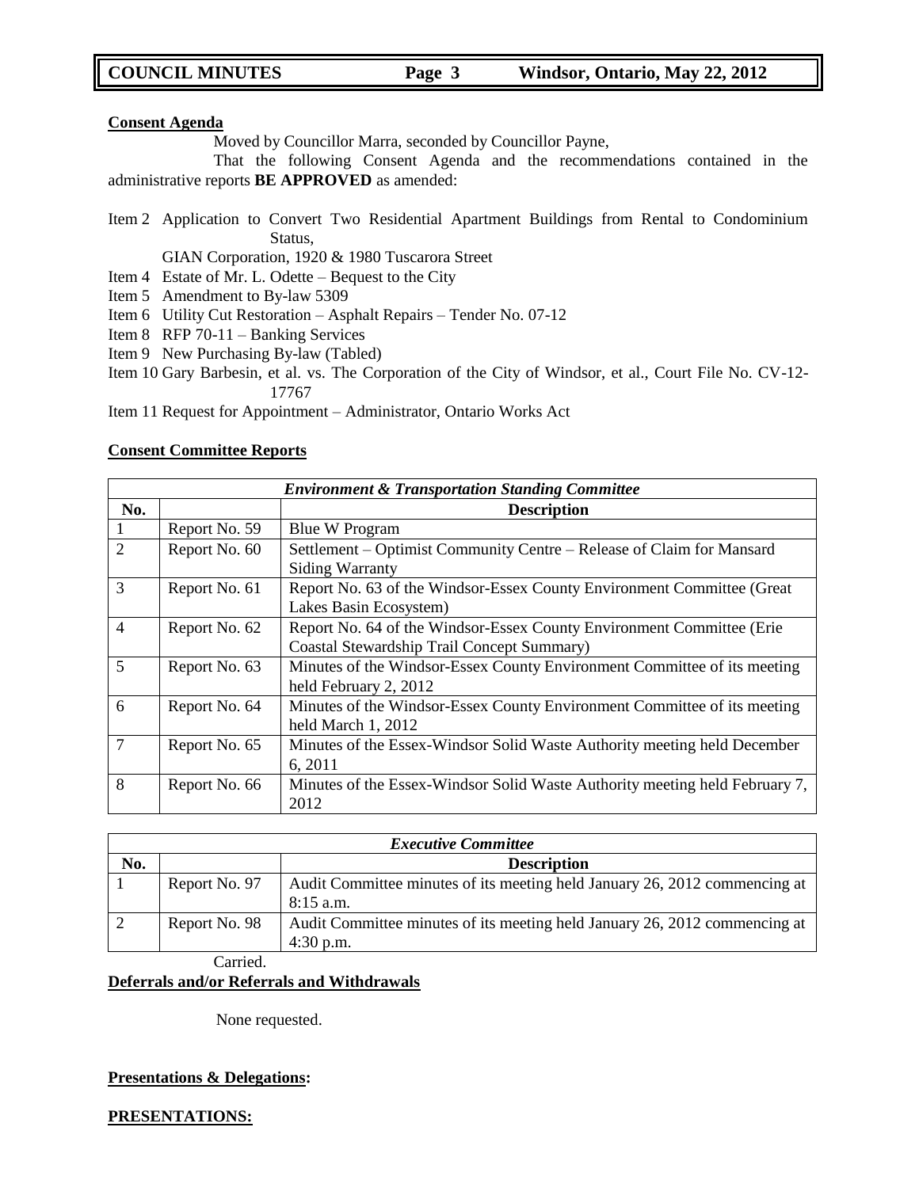**Consent Agenda**

Moved by Councillor Marra, seconded by Councillor Payne,

That the following Consent Agenda and the recommendations contained in the administrative reports **BE APPROVED** as amended:

Item 2 Application to Convert Two Residential Apartment Buildings from Rental to Condominium Status,
GIAN Corporation, 1920 & 1980 Tuscarora Street
Item 4 Estate of Mr. L. Odette – Bequest to the City
Item 5 Amendment to By-law 5309
Item 6 Utility Cut Restoration – Asphalt Repairs – Tender No. 07-12
Item 8 RFP 70-11 – Banking Services
Item 9 New Purchasing By-law (Tabled)
Item 10 Gary Barbesin, et al. vs. The Corporation of the City of Windsor, et al., Court File No. CV-12-17767
Item 11 Request for Appointment – Administrator, Ontario Works Act

**Consent Committee Reports**

| *Environment & Transportation Standing Committee* | | |
|---|---|---|
| **No.** | | **Description** |
| 1 | Report No. 59 | Blue W Program |
| 2 | Report No. 60 | Settlement – Optimist Community Centre – Release of Claim for Mansard Siding Warranty |
| 3 | Report No. 61 | Report No. 63 of the Windsor-Essex County Environment Committee (Great Lakes Basin Ecosystem) |
| 4 | Report No. 62 | Report No. 64 of the Windsor-Essex County Environment Committee (Erie Coastal Stewardship Trail Concept Summary) |
| 5 | Report No. 63 | Minutes of the Windsor-Essex County Environment Committee of its meeting held February 2, 2012 |
| 6 | Report No. 64 | Minutes of the Windsor-Essex County Environment Committee of its meeting held March 1, 2012 |
| 7 | Report No. 65 | Minutes of the Essex-Windsor Solid Waste Authority meeting held December 6, 2011 |
| 8 | Report No. 66 | Minutes of the Essex-Windsor Solid Waste Authority meeting held February 7, 2012 |

| *Executive Committee* | | |
|---|---|---|
| **No.** | | **Description** |
| 1 | Report No. 97 | Audit Committee minutes of its meeting held January 26, 2012 commencing at 8:15 a.m. |
| 2 | Report No. 98 | Audit Committee minutes of its meeting held January 26, 2012 commencing at 4:30 p.m. |

Carried.

**Deferrals and/or Referrals and Withdrawals**

None requested.

**Presentations & Delegations:**

**PRESENTATIONS:**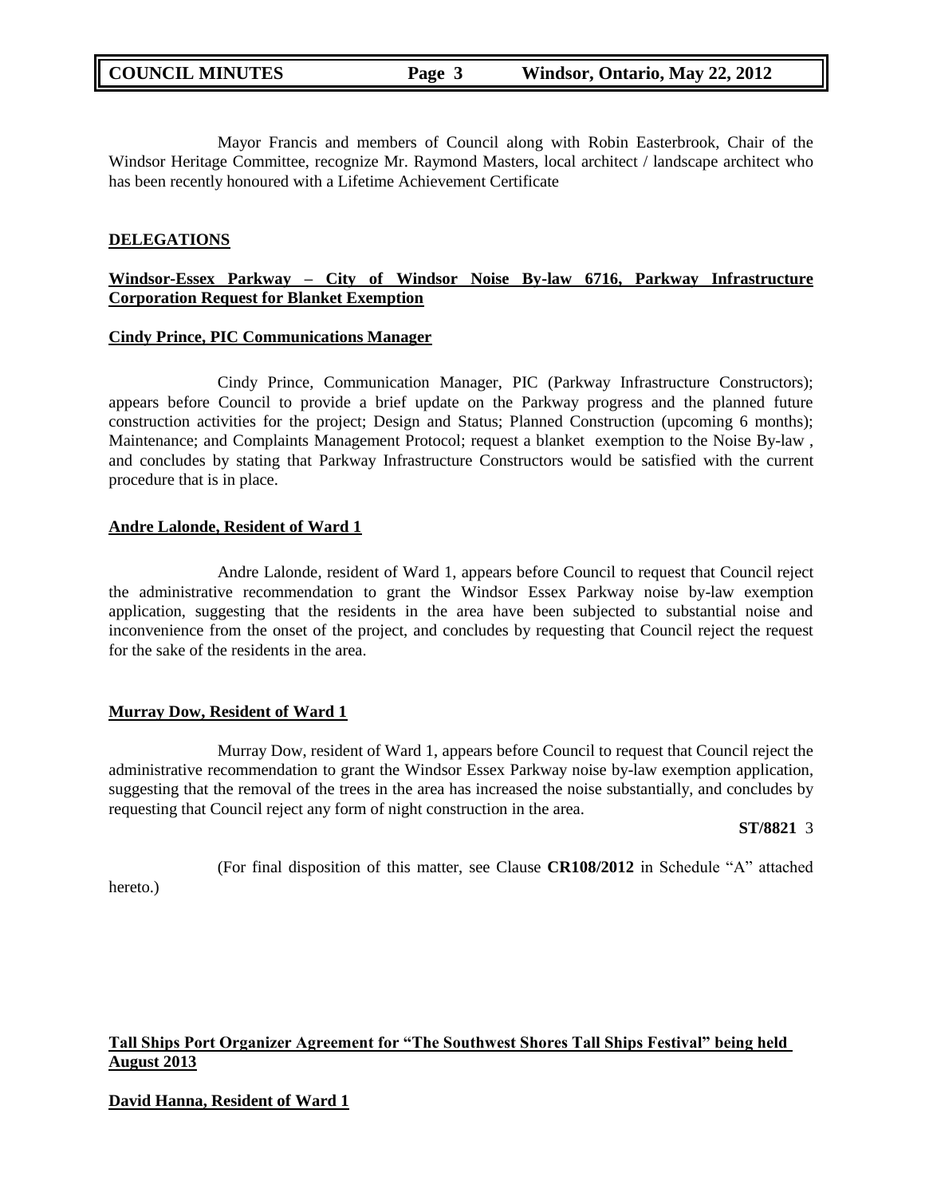Mayor Francis and members of Council along with Robin Easterbrook, Chair of the Windsor Heritage Committee, recognize Mr. Raymond Masters, local architect / landscape architect who has been recently honoured with a Lifetime Achievement Certificate

**DELEGATIONS**

**Windsor-Essex Parkway – City of Windsor Noise By-law 6716, Parkway Infrastructure Corporation Request for Blanket Exemption**

**Cindy Prince, PIC Communications Manager**

Cindy Prince, Communication Manager, PIC (Parkway Infrastructure Constructors); appears before Council to provide a brief update on the Parkway progress and the planned future construction activities for the project; Design and Status; Planned Construction (upcoming 6 months); Maintenance; and Complaints Management Protocol; request a blanket exemption to the Noise By-law , and concludes by stating that Parkway Infrastructure Constructors would be satisfied with the current procedure that is in place.

**Andre Lalonde, Resident of Ward 1**

Andre Lalonde, resident of Ward 1, appears before Council to request that Council reject the administrative recommendation to grant the Windsor Essex Parkway noise by-law exemption application, suggesting that the residents in the area have been subjected to substantial noise and inconvenience from the onset of the project, and concludes by requesting that Council reject the request for the sake of the residents in the area.

**Murray Dow, Resident of Ward 1**

Murray Dow, resident of Ward 1, appears before Council to request that Council reject the administrative recommendation to grant the Windsor Essex Parkway noise by-law exemption application, suggesting that the removal of the trees in the area has increased the noise substantially, and concludes by requesting that Council reject any form of night construction in the area.

**ST/8821** 3

(For final disposition of this matter, see Clause **CR108/2012** in Schedule "A" attached hereto.)

**Tall Ships Port Organizer Agreement for "The Southwest Shores Tall Ships Festival" being held August 2013**

**David Hanna, Resident of Ward 1**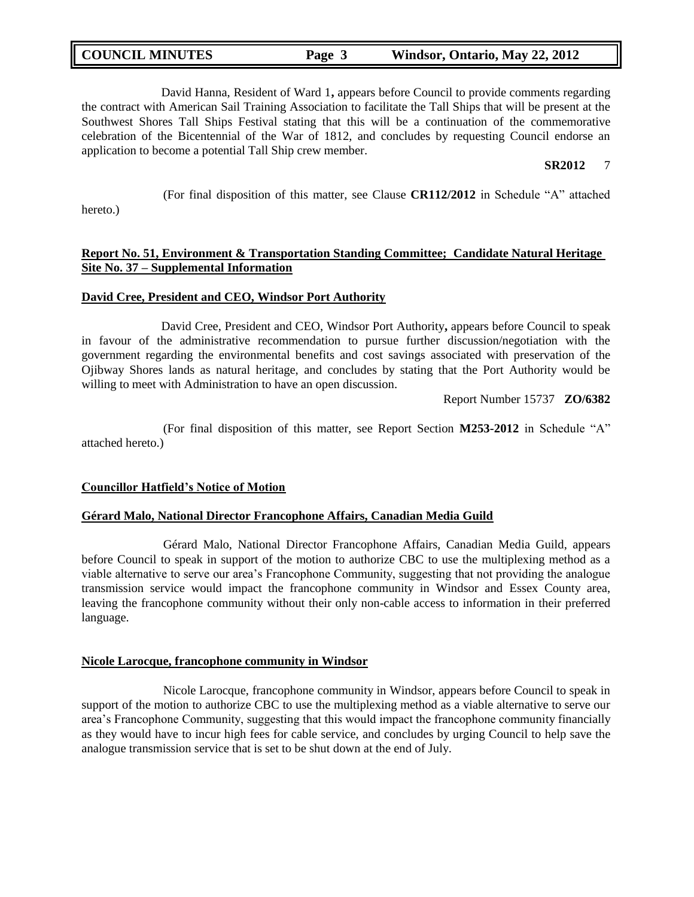David Hanna, Resident of Ward 1**,** appears before Council to provide comments regarding the contract with American Sail Training Association to facilitate the Tall Ships that will be present at the Southwest Shores Tall Ships Festival stating that this will be a continuation of the commemorative celebration of the Bicentennial of the War of 1812, and concludes by requesting Council endorse an application to become a potential Tall Ship crew member.

**SR2012** 7

(For final disposition of this matter, see Clause **CR112/2012** in Schedule "A" attached hereto.)

**Report No. 51, Environment & Transportation Standing Committee; Candidate Natural Heritage Site No. 37 – Supplemental Information**

**David Cree, President and CEO, Windsor Port Authority**

David Cree, President and CEO, Windsor Port Authority**,** appears before Council to speak in favour of the administrative recommendation to pursue further discussion/negotiation with the government regarding the environmental benefits and cost savings associated with preservation of the Ojibway Shores lands as natural heritage, and concludes by stating that the Port Authority would be willing to meet with Administration to have an open discussion.

Report Number 15737 **ZO/6382**

(For final disposition of this matter, see Report Section **M253-2012** in Schedule "A" attached hereto.)

**Councillor Hatfield's Notice of Motion**

**Gérard Malo, National Director Francophone Affairs, Canadian Media Guild**

Gérard Malo, National Director Francophone Affairs, Canadian Media Guild, appears before Council to speak in support of the motion to authorize CBC to use the multiplexing method as a viable alternative to serve our area's Francophone Community, suggesting that not providing the analogue transmission service would impact the francophone community in Windsor and Essex County area, leaving the francophone community without their only non-cable access to information in their preferred language.

**Nicole Larocque, francophone community in Windsor**

Nicole Larocque, francophone community in Windsor, appears before Council to speak in support of the motion to authorize CBC to use the multiplexing method as a viable alternative to serve our area's Francophone Community, suggesting that this would impact the francophone community financially as they would have to incur high fees for cable service, and concludes by urging Council to help save the analogue transmission service that is set to be shut down at the end of July.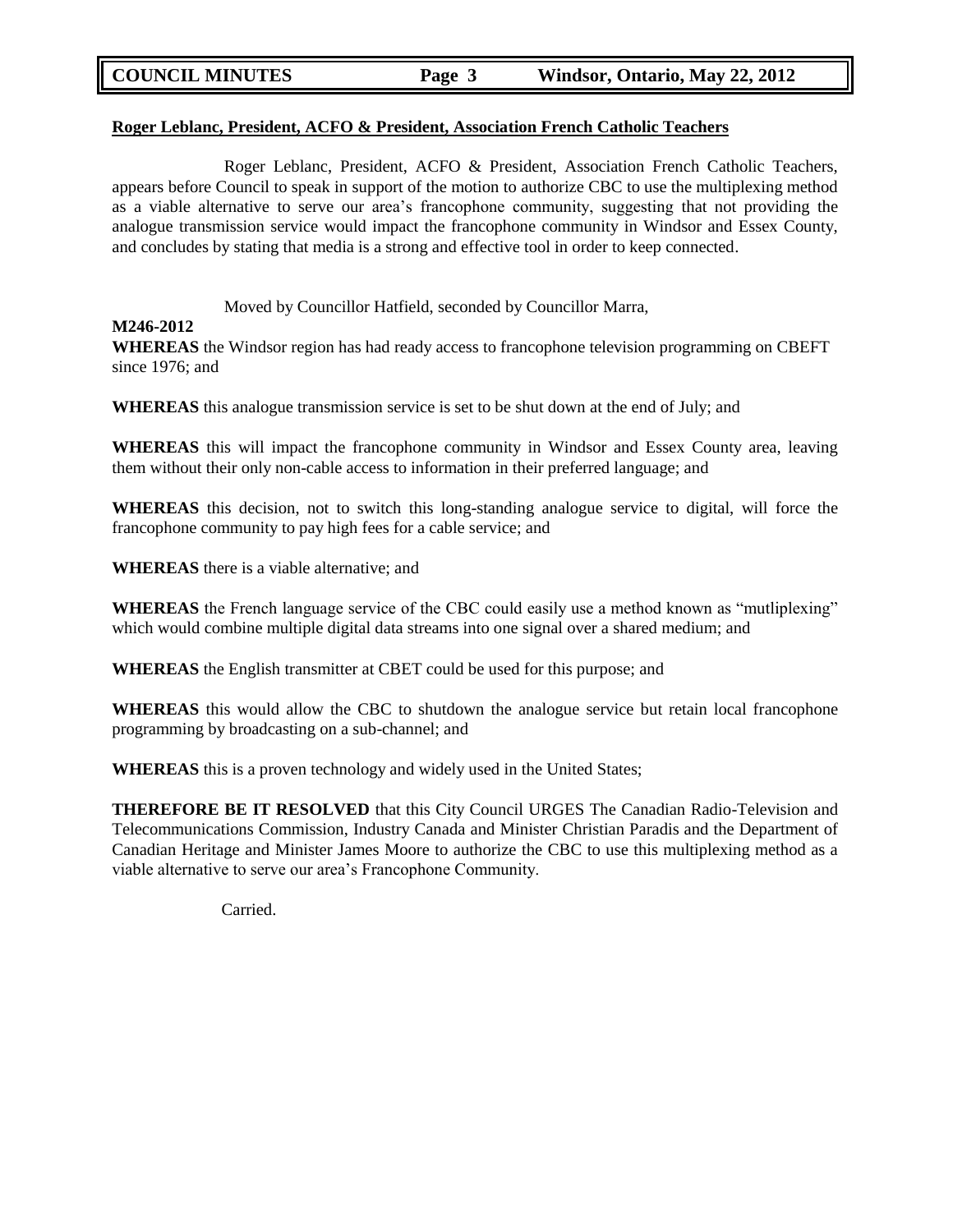**Roger Leblanc, President, ACFO & President, Association French Catholic Teachers**

Roger Leblanc, President, ACFO & President, Association French Catholic Teachers, appears before Council to speak in support of the motion to authorize CBC to use the multiplexing method as a viable alternative to serve our area's francophone community, suggesting that not providing the analogue transmission service would impact the francophone community in Windsor and Essex County, and concludes by stating that media is a strong and effective tool in order to keep connected.

Moved by Councillor Hatfield, seconded by Councillor Marra,

**M246-2012**

**WHEREAS** the Windsor region has had ready access to francophone television programming on CBEFT since 1976; and

**WHEREAS** this analogue transmission service is set to be shut down at the end of July; and

**WHEREAS** this will impact the francophone community in Windsor and Essex County area, leaving them without their only non-cable access to information in their preferred language; and

**WHEREAS** this decision, not to switch this long-standing analogue service to digital, will force the francophone community to pay high fees for a cable service; and

**WHEREAS** there is a viable alternative; and

**WHEREAS** the French language service of the CBC could easily use a method known as "mutliplexing" which would combine multiple digital data streams into one signal over a shared medium; and

**WHEREAS** the English transmitter at CBET could be used for this purpose; and

**WHEREAS** this would allow the CBC to shutdown the analogue service but retain local francophone programming by broadcasting on a sub-channel; and

**WHEREAS** this is a proven technology and widely used in the United States;

**THEREFORE BE IT RESOLVED** that this City Council URGES The Canadian Radio-Television and Telecommunications Commission, Industry Canada and Minister Christian Paradis and the Department of Canadian Heritage and Minister James Moore to authorize the CBC to use this multiplexing method as a viable alternative to serve our area's Francophone Community.

Carried.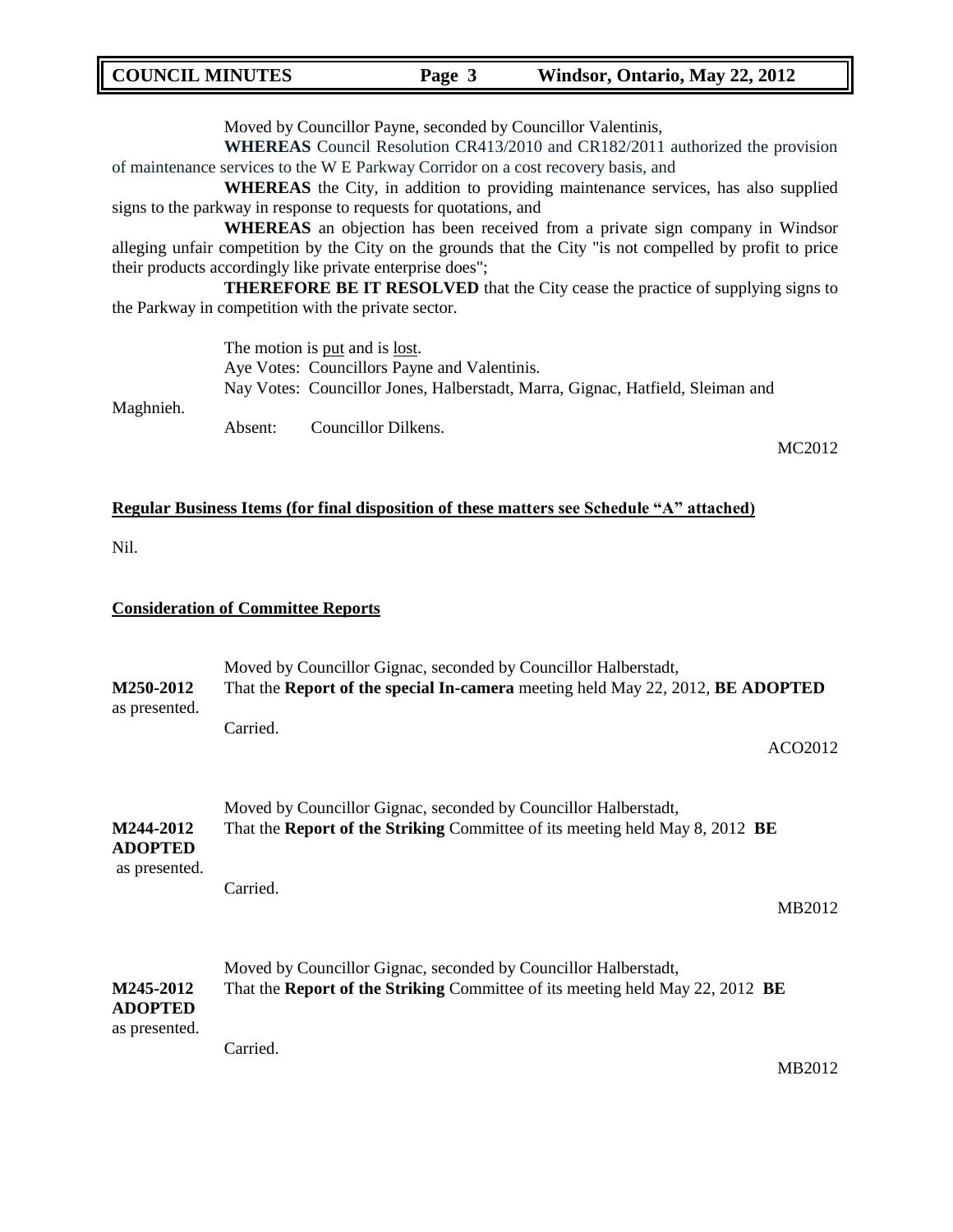Moved by Councillor Payne, seconded by Councillor Valentinis,

**WHEREAS** Council Resolution CR413/2010 and CR182/2011 authorized the provision of maintenance services to the W E Parkway Corridor on a cost recovery basis, and

**WHEREAS** the City, in addition to providing maintenance services, has also supplied signs to the parkway in response to requests for quotations, and

**WHEREAS** an objection has been received from a private sign company in Windsor alleging unfair competition by the City on the grounds that the City "is not compelled by profit to price their products accordingly like private enterprise does";

**THEREFORE BE IT RESOLVED** that the City cease the practice of supplying signs to the Parkway in competition with the private sector.

The motion is put and is lost.
Aye Votes: Councillors Payne and Valentinis.
Nay Votes: Councillor Jones, Halberstadt, Marra, Gignac, Hatfield, Sleiman and Maghnieh.
Absent: Councillor Dilkens.

MC2012

**Regular Business Items (for final disposition of these matters see Schedule "A" attached)**

Nil.

**Consideration of Committee Reports**

Moved by Councillor Gignac, seconded by Councillor Halberstadt,

**M250-2012** That the **Report of the special In-camera** meeting held May 22, 2012, **BE ADOPTED** as presented.

Carried.

ACO2012

Moved by Councillor Gignac, seconded by Councillor Halberstadt,

**M244-2012** That the **Report of the Striking** Committee of its meeting held May 8, 2012 **BE ADOPTED** as presented.

Carried.

MB2012

Moved by Councillor Gignac, seconded by Councillor Halberstadt,

**M245-2012** That the **Report of the Striking** Committee of its meeting held May 22, 2012 **BE ADOPTED** as presented.

Carried.

MB2012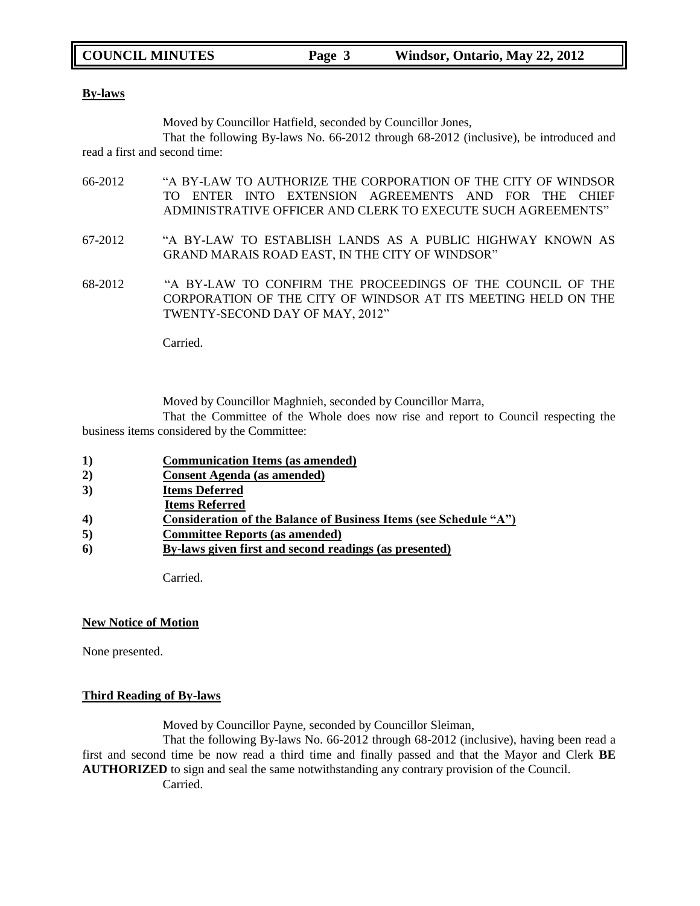**By-laws**

Moved by Councillor Hatfield, seconded by Councillor Jones,

That the following By-laws No. 66-2012 through 68-2012 (inclusive), be introduced and read a first and second time:

66-2012 "A BY-LAW TO AUTHORIZE THE CORPORATION OF THE CITY OF WINDSOR TO ENTER INTO EXTENSION AGREEMENTS AND FOR THE CHIEF ADMINISTRATIVE OFFICER AND CLERK TO EXECUTE SUCH AGREEMENTS"

67-2012 "A BY-LAW TO ESTABLISH LANDS AS A PUBLIC HIGHWAY KNOWN AS GRAND MARAIS ROAD EAST, IN THE CITY OF WINDSOR"

68-2012 "A BY-LAW TO CONFIRM THE PROCEEDINGS OF THE COUNCIL OF THE CORPORATION OF THE CITY OF WINDSOR AT ITS MEETING HELD ON THE TWENTY-SECOND DAY OF MAY, 2012"

Carried.

Moved by Councillor Maghnieh, seconded by Councillor Marra,

That the Committee of the Whole does now rise and report to Council respecting the business items considered by the Committee:

1) **Communication Items (as amended)**
2) **Consent Agenda (as amended)**
3) **Items Deferred**
   **Items Referred**
4) **Consideration of the Balance of Business Items (see Schedule "A")**
5) **Committee Reports (as amended)**
6) **By-laws given first and second readings (as presented)**

Carried.

**New Notice of Motion**

None presented.

**Third Reading of By-laws**

Moved by Councillor Payne, seconded by Councillor Sleiman,

That the following By-laws No. 66-2012 through 68-2012 (inclusive), having been read a first and second time be now read a third time and finally passed and that the Mayor and Clerk **BE AUTHORIZED** to sign and seal the same notwithstanding any contrary provision of the Council.

Carried.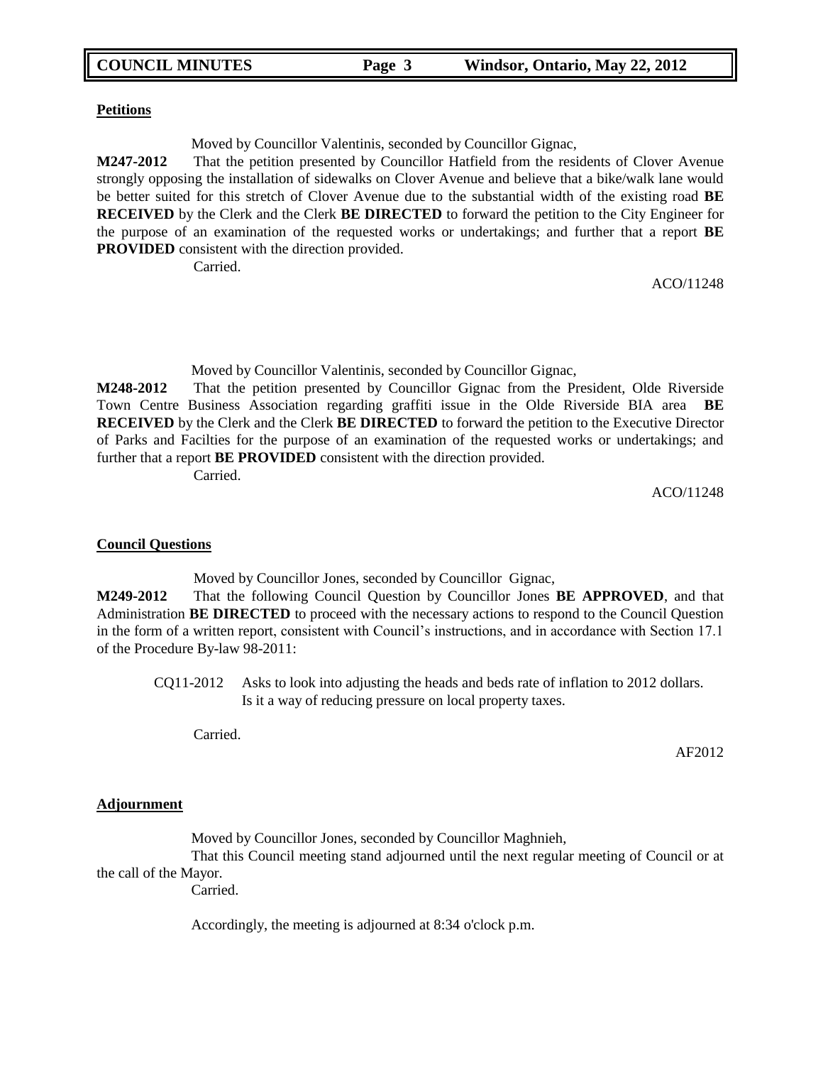**Petitions**

Moved by Councillor Valentinis, seconded by Councillor Gignac,

**M247-2012** That the petition presented by Councillor Hatfield from the residents of Clover Avenue strongly opposing the installation of sidewalks on Clover Avenue and believe that a bike/walk lane would be better suited for this stretch of Clover Avenue due to the substantial width of the existing road **BE RECEIVED** by the Clerk and the Clerk **BE DIRECTED** to forward the petition to the City Engineer for the purpose of an examination of the requested works or undertakings; and further that a report **BE PROVIDED** consistent with the direction provided.

Carried.

ACO/11248

Moved by Councillor Valentinis, seconded by Councillor Gignac,

**M248-2012** That the petition presented by Councillor Gignac from the President, Olde Riverside Town Centre Business Association regarding graffiti issue in the Olde Riverside BIA area **BE RECEIVED** by the Clerk and the Clerk **BE DIRECTED** to forward the petition to the Executive Director of Parks and Facilties for the purpose of an examination of the requested works or undertakings; and further that a report **BE PROVIDED** consistent with the direction provided.

Carried.

ACO/11248

**Council Questions**

Moved by Councillor Jones, seconded by Councillor Gignac,

**M249-2012** That the following Council Question by Councillor Jones **BE APPROVED**, and that Administration **BE DIRECTED** to proceed with the necessary actions to respond to the Council Question in the form of a written report, consistent with Council's instructions, and in accordance with Section 17.1 of the Procedure By-law 98-2011:

CQ11-2012 Asks to look into adjusting the heads and beds rate of inflation to 2012 dollars. Is it a way of reducing pressure on local property taxes.

Carried.

AF2012

**Adjournment**

Moved by Councillor Jones, seconded by Councillor Maghnieh,

That this Council meeting stand adjourned until the next regular meeting of Council or at the call of the Mayor.

Carried.

Accordingly, the meeting is adjourned at 8:34 o'clock p.m.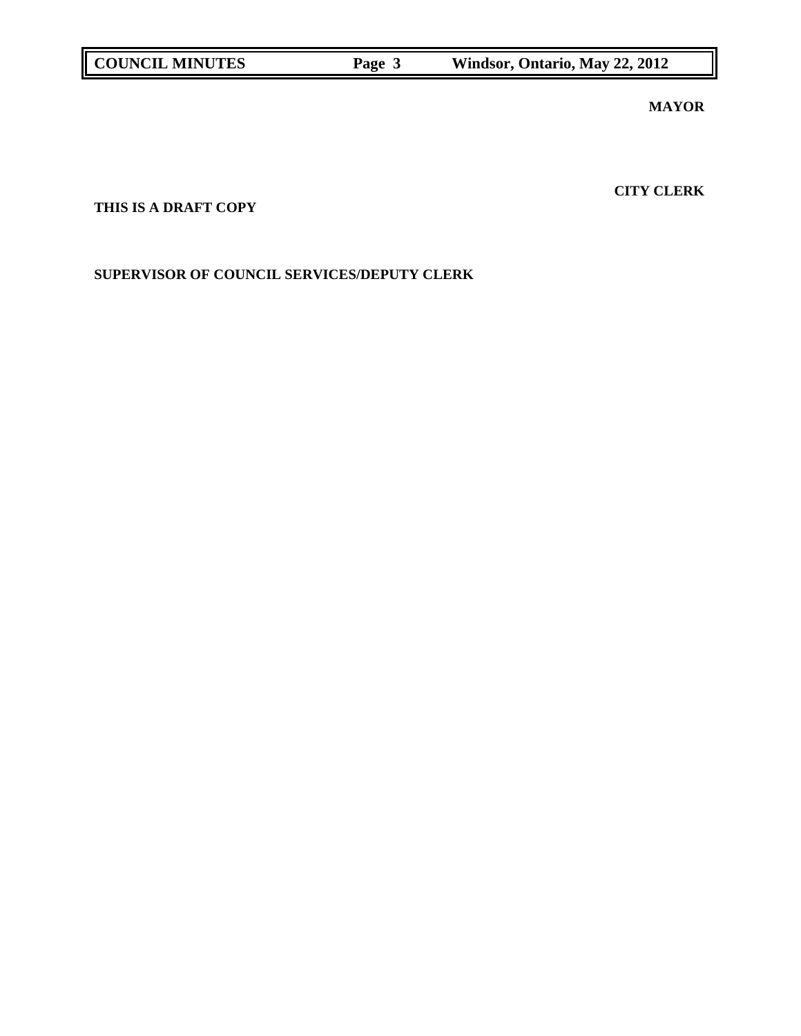**MAYOR**

**CITY CLERK**

**THIS IS A DRAFT COPY**

**SUPERVISOR OF COUNCIL SERVICES/DEPUTY CLERK**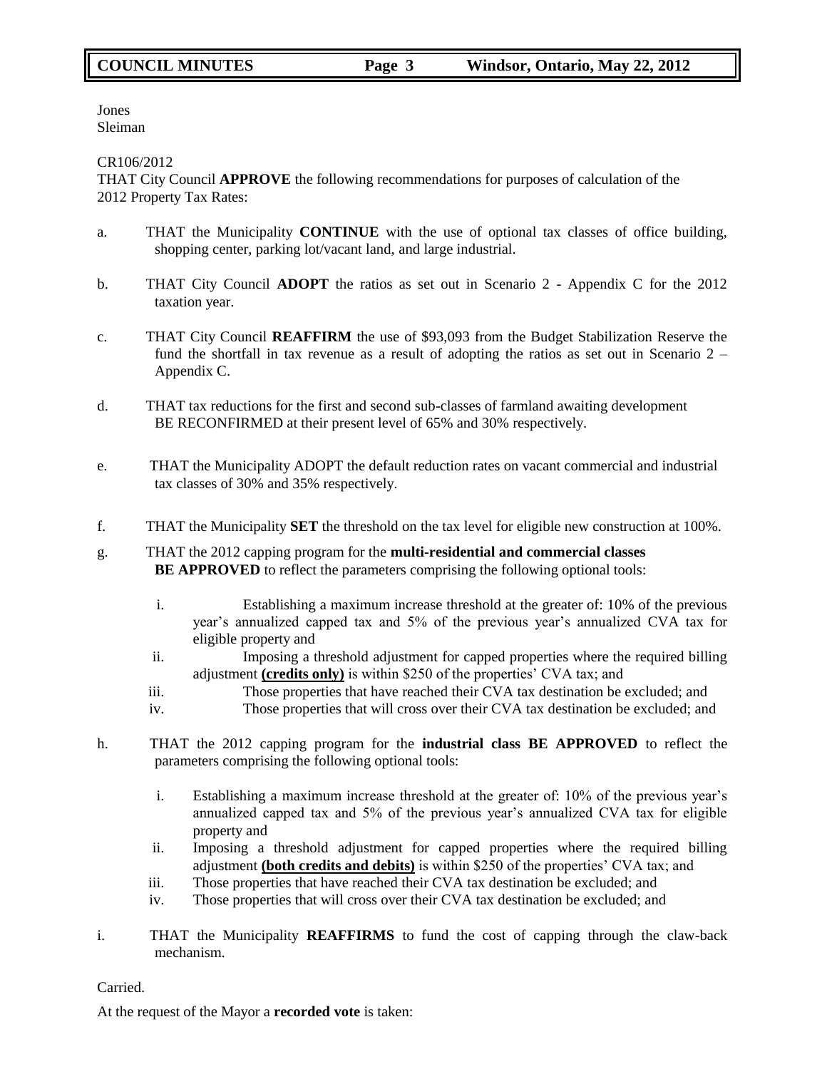Jones
Sleiman

CR106/2012
THAT City Council **APPROVE** the following recommendations for purposes of calculation of the 2012 Property Tax Rates:

a. THAT the Municipality **CONTINUE** with the use of optional tax classes of office building, shopping center, parking lot/vacant land, and large industrial.

b. THAT City Council **ADOPT** the ratios as set out in Scenario 2 - Appendix C for the 2012 taxation year.

c. THAT City Council **REAFFIRM** the use of $93,093 from the Budget Stabilization Reserve the fund the shortfall in tax revenue as a result of adopting the ratios as set out in Scenario 2 – Appendix C.

d. THAT tax reductions for the first and second sub-classes of farmland awaiting development BE RECONFIRMED at their present level of 65% and 30% respectively.

e. THAT the Municipality ADOPT the default reduction rates on vacant commercial and industrial tax classes of 30% and 35% respectively.

f. THAT the Municipality **SET** the threshold on the tax level for eligible new construction at 100%.

g. THAT the 2012 capping program for the **multi-residential and commercial classes BE APPROVED** to reflect the parameters comprising the following optional tools:

   i. Establishing a maximum increase threshold at the greater of: 10% of the previous year's annualized capped tax and 5% of the previous year's annualized CVA tax for eligible property and
   ii. Imposing a threshold adjustment for capped properties where the required billing adjustment **(credits only)** is within $250 of the properties' CVA tax; and
   iii. Those properties that have reached their CVA tax destination be excluded; and
   iv. Those properties that will cross over their CVA tax destination be excluded; and

h. THAT the 2012 capping program for the **industrial class BE APPROVED** to reflect the parameters comprising the following optional tools:

   i. Establishing a maximum increase threshold at the greater of: 10% of the previous year's annualized capped tax and 5% of the previous year's annualized CVA tax for eligible property and
   ii. Imposing a threshold adjustment for capped properties where the required billing adjustment **(both credits and debits)** is within $250 of the properties' CVA tax; and
   iii. Those properties that have reached their CVA tax destination be excluded; and
   iv. Those properties that will cross over their CVA tax destination be excluded; and

i. THAT the Municipality **REAFFIRMS** to fund the cost of capping through the claw-back mechanism.

Carried.

At the request of the Mayor a **recorded vote** is taken: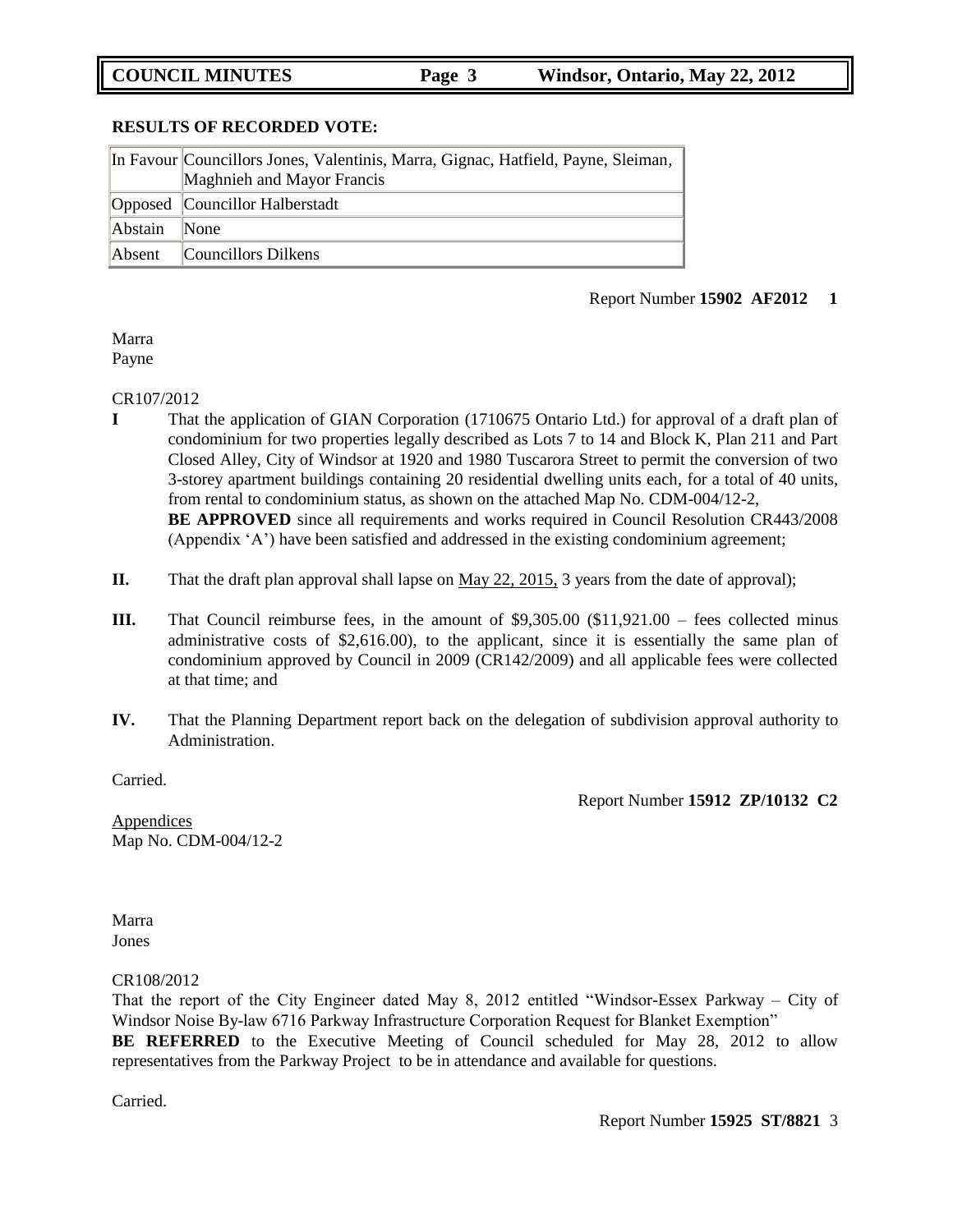**RESULTS OF RECORDED VOTE:**

| | |
|---|---|
| In Favour | Councillors Jones, Valentinis, Marra, Gignac, Hatfield, Payne, Sleiman, Maghnieh and Mayor Francis |
| Opposed | Councillor Halberstadt |
| Abstain | None |
| Absent | Councillors Dilkens |

Report Number **15902 AF2012 1**

Marra
Payne

CR107/2012

**I** That the application of GIAN Corporation (1710675 Ontario Ltd.) for approval of a draft plan of condominium for two properties legally described as Lots 7 to 14 and Block K, Plan 211 and Part Closed Alley, City of Windsor at 1920 and 1980 Tuscarora Street to permit the conversion of two 3-storey apartment buildings containing 20 residential dwelling units each, for a total of 40 units, from rental to condominium status, as shown on the attached Map No. CDM-004/12-2,
**BE APPROVED** since all requirements and works required in Council Resolution CR443/2008 (Appendix 'A') have been satisfied and addressed in the existing condominium agreement;

**II.** That the draft plan approval shall lapse on May 22, 2015, 3 years from the date of approval);

**III.** That Council reimburse fees, in the amount of $9,305.00 ($11,921.00 – fees collected minus administrative costs of $2,616.00), to the applicant, since it is essentially the same plan of condominium approved by Council in 2009 (CR142/2009) and all applicable fees were collected at that time; and

**IV.** That the Planning Department report back on the delegation of subdivision approval authority to Administration.

Carried.

Report Number **15912 ZP/10132 C2**

Appendices
Map No. CDM-004/12-2

Marra
Jones

CR108/2012

That the report of the City Engineer dated May 8, 2012 entitled "Windsor-Essex Parkway – City of Windsor Noise By-law 6716 Parkway Infrastructure Corporation Request for Blanket Exemption"
**BE REFERRED** to the Executive Meeting of Council scheduled for May 28, 2012 to allow representatives from the Parkway Project to be in attendance and available for questions.

Carried.

Report Number **15925 ST/8821** 3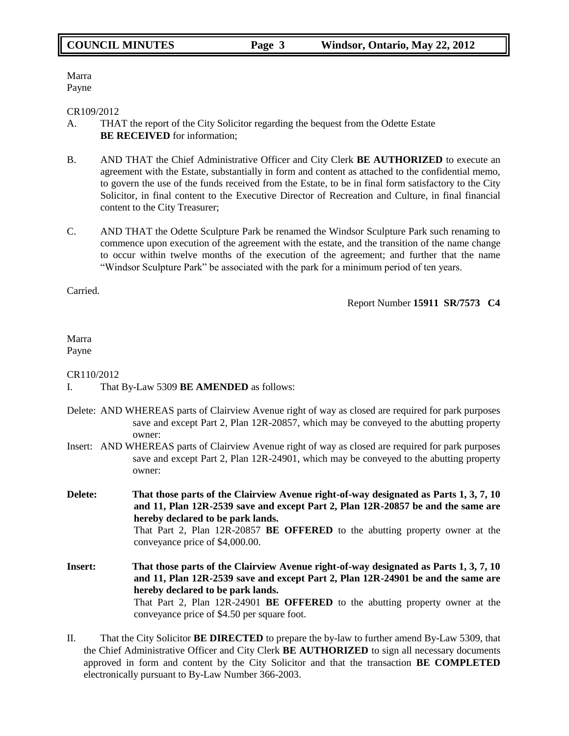Marra
Payne

CR109/2012

A. THAT the report of the City Solicitor regarding the bequest from the Odette Estate **BE RECEIVED** for information;

B. AND THAT the Chief Administrative Officer and City Clerk **BE AUTHORIZED** to execute an agreement with the Estate, substantially in form and content as attached to the confidential memo, to govern the use of the funds received from the Estate, to be in final form satisfactory to the City Solicitor, in final content to the Executive Director of Recreation and Culture, in final financial content to the City Treasurer;

C. AND THAT the Odette Sculpture Park be renamed the Windsor Sculpture Park such renaming to commence upon execution of the agreement with the estate, and the transition of the name change to occur within twelve months of the execution of the agreement; and further that the name "Windsor Sculpture Park" be associated with the park for a minimum period of ten years.

Carried.

Report Number **15911 SR/7573 C4**

Marra
Payne

CR110/2012

I. That By-Law 5309 **BE AMENDED** as follows:

Delete: AND WHEREAS parts of Clairview Avenue right of way as closed are required for park purposes save and except Part 2, Plan 12R-20857, which may be conveyed to the abutting property owner:

Insert: AND WHEREAS parts of Clairview Avenue right of way as closed are required for park purposes save and except Part 2, Plan 12R-24901, which may be conveyed to the abutting property owner:

**Delete: That those parts of the Clairview Avenue right-of-way designated as Parts 1, 3, 7, 10 and 11, Plan 12R-2539 save and except Part 2, Plan 12R-20857 be and the same are hereby declared to be park lands.**
That Part 2, Plan 12R-20857 **BE OFFERED** to the abutting property owner at the conveyance price of $4,000.00.

**Insert: That those parts of the Clairview Avenue right-of-way designated as Parts 1, 3, 7, 10 and 11, Plan 12R-2539 save and except Part 2, Plan 12R-24901 be and the same are hereby declared to be park lands.**
That Part 2, Plan 12R-24901 **BE OFFERED** to the abutting property owner at the conveyance price of $4.50 per square foot.

II. That the City Solicitor **BE DIRECTED** to prepare the by-law to further amend By-Law 5309, that the Chief Administrative Officer and City Clerk **BE AUTHORIZED** to sign all necessary documents approved in form and content by the City Solicitor and that the transaction **BE COMPLETED** electronically pursuant to By-Law Number 366-2003.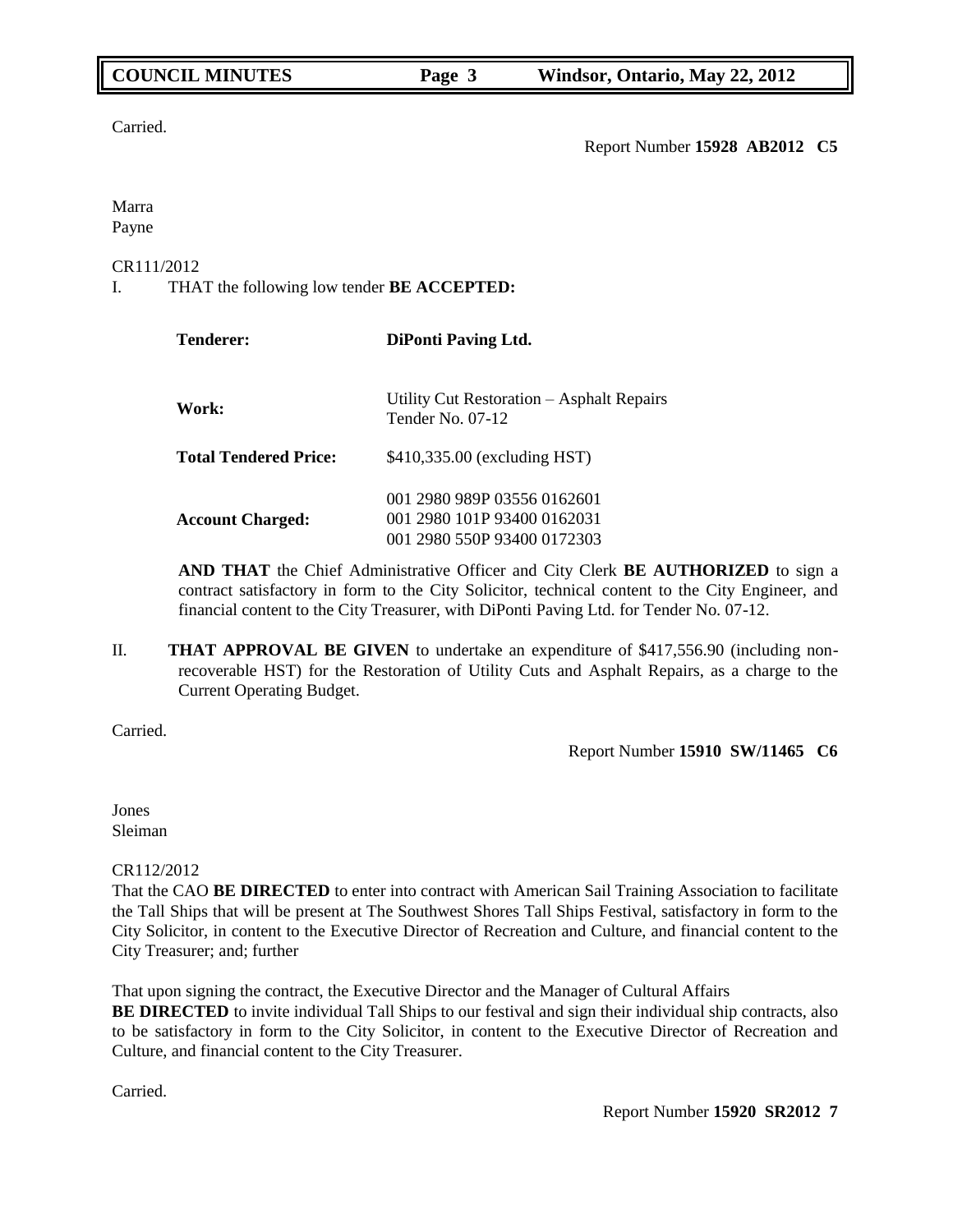Carried.

Report Number **15928 AB2012 C5**

Marra
Payne

CR111/2012

I. THAT the following low tender **BE ACCEPTED:**

| **Tenderer:** | **DiPonti Paving Ltd.** |
| --- | --- |
| **Work:** | Utility Cut Restoration – Asphalt Repairs Tender No. 07-12 |
| **Total Tendered Price:** | $410,335.00 (excluding HST) |
| **Account Charged:** | 001 2980 989P 03556 0162601<br>001 2980 101P 93400 0162031<br>001 2980 550P 93400 0172303 |

**AND THAT** the Chief Administrative Officer and City Clerk **BE AUTHORIZED** to sign a contract satisfactory in form to the City Solicitor, technical content to the City Engineer, and financial content to the City Treasurer, with DiPonti Paving Ltd. for Tender No. 07-12.

II. **THAT APPROVAL BE GIVEN** to undertake an expenditure of $417,556.90 (including non-recoverable HST) for the Restoration of Utility Cuts and Asphalt Repairs, as a charge to the Current Operating Budget.

Carried.

Report Number **15910 SW/11465 C6**

Jones
Sleiman

CR112/2012

That the CAO **BE DIRECTED** to enter into contract with American Sail Training Association to facilitate the Tall Ships that will be present at The Southwest Shores Tall Ships Festival, satisfactory in form to the City Solicitor, in content to the Executive Director of Recreation and Culture, and financial content to the City Treasurer; and; further

That upon signing the contract, the Executive Director and the Manager of Cultural Affairs **BE DIRECTED** to invite individual Tall Ships to our festival and sign their individual ship contracts, also to be satisfactory in form to the City Solicitor, in content to the Executive Director of Recreation and Culture, and financial content to the City Treasurer.

Carried.

Report Number **15920 SR2012 7**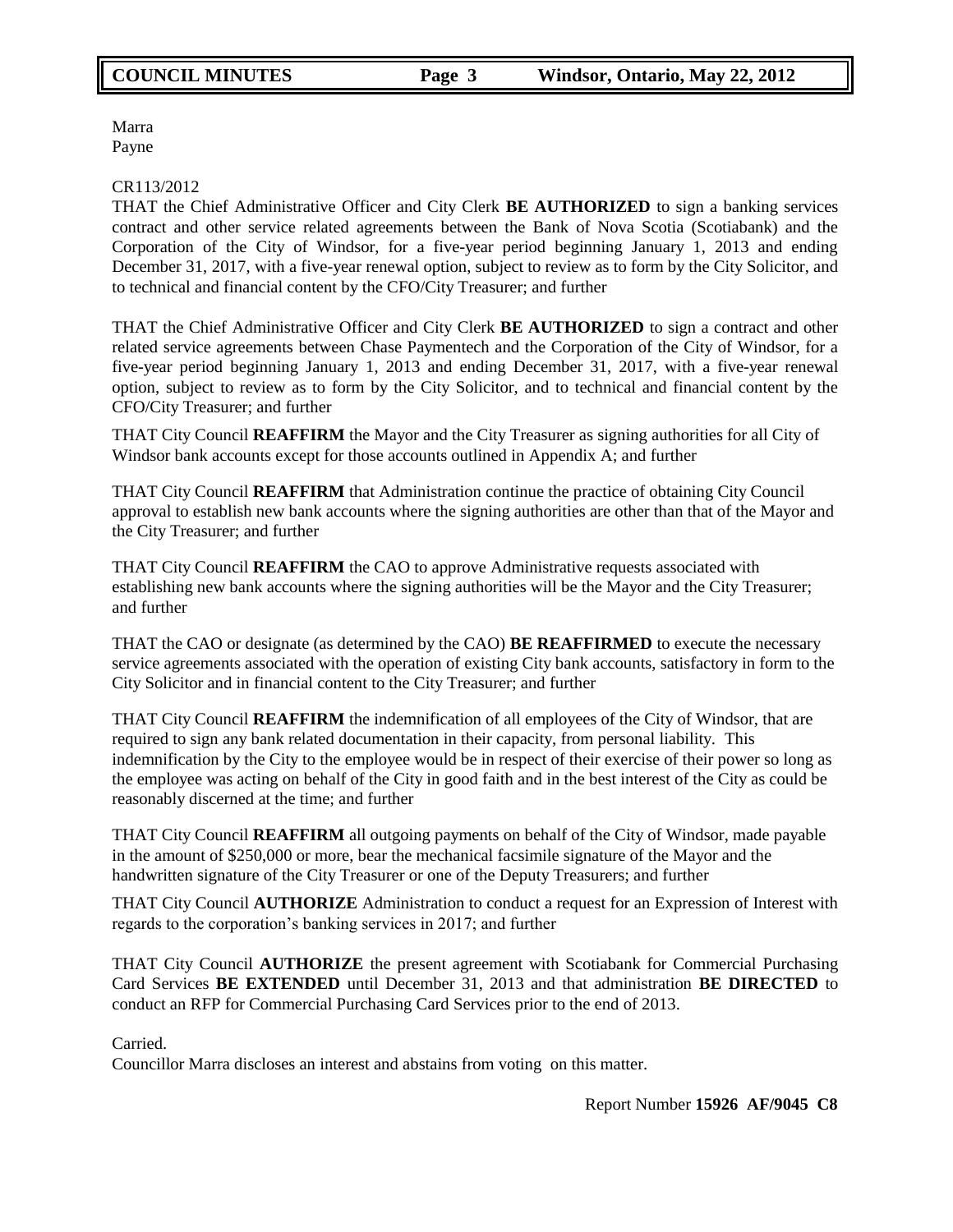Marra
Payne

CR113/2012
THAT the Chief Administrative Officer and City Clerk **BE AUTHORIZED** to sign a banking services contract and other service related agreements between the Bank of Nova Scotia (Scotiabank) and the Corporation of the City of Windsor, for a five-year period beginning January 1, 2013 and ending December 31, 2017, with a five-year renewal option, subject to review as to form by the City Solicitor, and to technical and financial content by the CFO/City Treasurer; and further

THAT the Chief Administrative Officer and City Clerk **BE AUTHORIZED** to sign a contract and other related service agreements between Chase Paymentech and the Corporation of the City of Windsor, for a five-year period beginning January 1, 2013 and ending December 31, 2017, with a five-year renewal option, subject to review as to form by the City Solicitor, and to technical and financial content by the CFO/City Treasurer; and further

THAT City Council **REAFFIRM** the Mayor and the City Treasurer as signing authorities for all City of Windsor bank accounts except for those accounts outlined in Appendix A; and further

THAT City Council **REAFFIRM** that Administration continue the practice of obtaining City Council approval to establish new bank accounts where the signing authorities are other than that of the Mayor and the City Treasurer; and further

THAT City Council **REAFFIRM** the CAO to approve Administrative requests associated with establishing new bank accounts where the signing authorities will be the Mayor and the City Treasurer; and further

THAT the CAO or designate (as determined by the CAO) **BE REAFFIRMED** to execute the necessary service agreements associated with the operation of existing City bank accounts, satisfactory in form to the City Solicitor and in financial content to the City Treasurer; and further

THAT City Council **REAFFIRM** the indemnification of all employees of the City of Windsor, that are required to sign any bank related documentation in their capacity, from personal liability. This indemnification by the City to the employee would be in respect of their exercise of their power so long as the employee was acting on behalf of the City in good faith and in the best interest of the City as could be reasonably discerned at the time; and further

THAT City Council **REAFFIRM** all outgoing payments on behalf of the City of Windsor, made payable in the amount of $250,000 or more, bear the mechanical facsimile signature of the Mayor and the handwritten signature of the City Treasurer or one of the Deputy Treasurers; and further

THAT City Council **AUTHORIZE** Administration to conduct a request for an Expression of Interest with regards to the corporation's banking services in 2017; and further

THAT City Council **AUTHORIZE** the present agreement with Scotiabank for Commercial Purchasing Card Services **BE EXTENDED** until December 31, 2013 and that administration **BE DIRECTED** to conduct an RFP for Commercial Purchasing Card Services prior to the end of 2013.

Carried.
Councillor Marra discloses an interest and abstains from voting on this matter.

Report Number **15926 AF/9045 C8**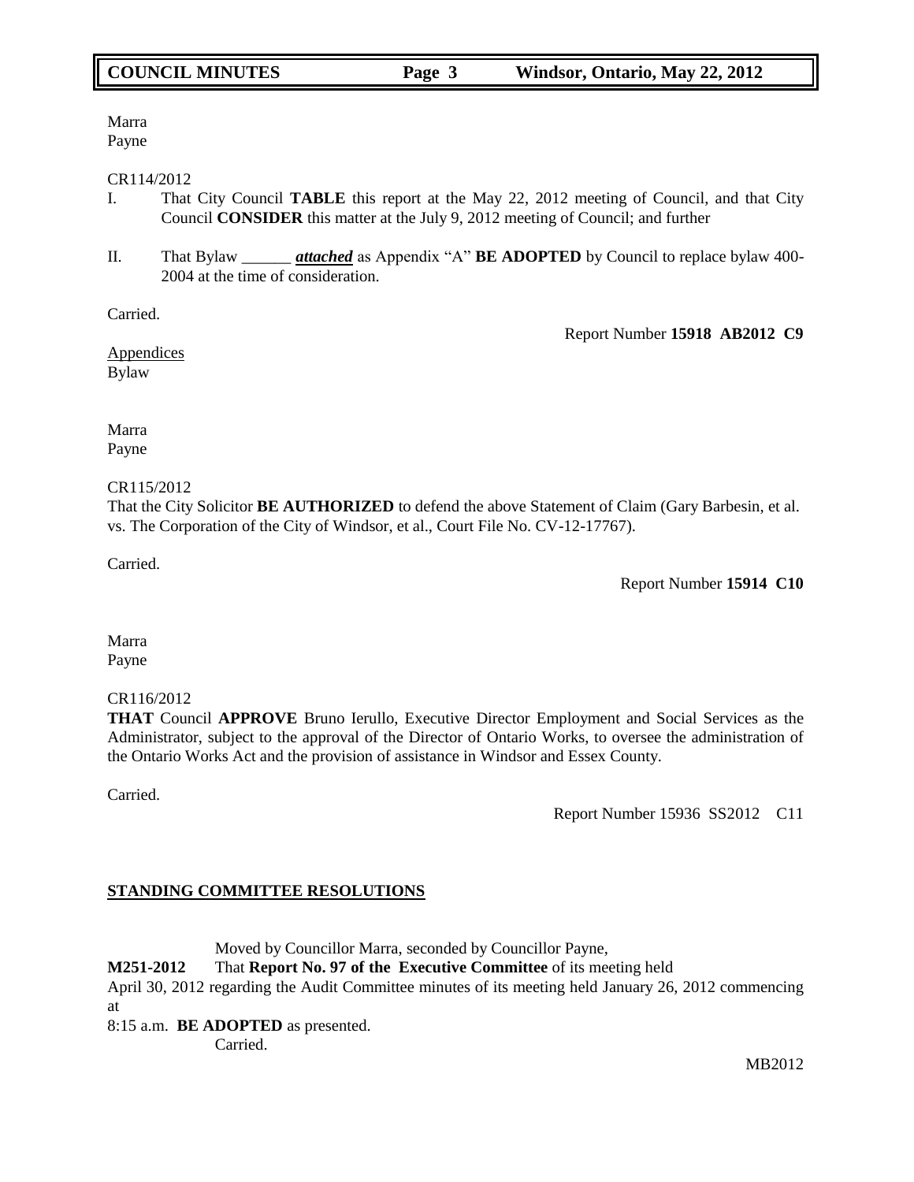Marra
Payne

CR114/2012

I. That City Council **TABLE** this report at the May 22, 2012 meeting of Council, and that City Council **CONSIDER** this matter at the July 9, 2012 meeting of Council; and further

II. That Bylaw ______ ***attached*** as Appendix "A" **BE ADOPTED** by Council to replace bylaw 400-2004 at the time of consideration.

Carried.

Report Number **15918 AB2012 C9**

Appendices
Bylaw

Marra
Payne

CR115/2012

That the City Solicitor **BE AUTHORIZED** to defend the above Statement of Claim (Gary Barbesin, et al. vs. The Corporation of the City of Windsor, et al., Court File No. CV-12-17767).

Carried.

Report Number **15914 C10**

Marra
Payne

CR116/2012

**THAT** Council **APPROVE** Bruno Ierullo, Executive Director Employment and Social Services as the Administrator, subject to the approval of the Director of Ontario Works, to oversee the administration of the Ontario Works Act and the provision of assistance in Windsor and Essex County.

Carried.

Report Number 15936 SS2012 C11

## STANDING COMMITTEE RESOLUTIONS

Moved by Councillor Marra, seconded by Councillor Payne,

**M251-2012** That **Report No. 97 of the Executive Committee** of its meeting held April 30, 2012 regarding the Audit Committee minutes of its meeting held January 26, 2012 commencing at 8:15 a.m. **BE ADOPTED** as presented.

Carried.

MB2012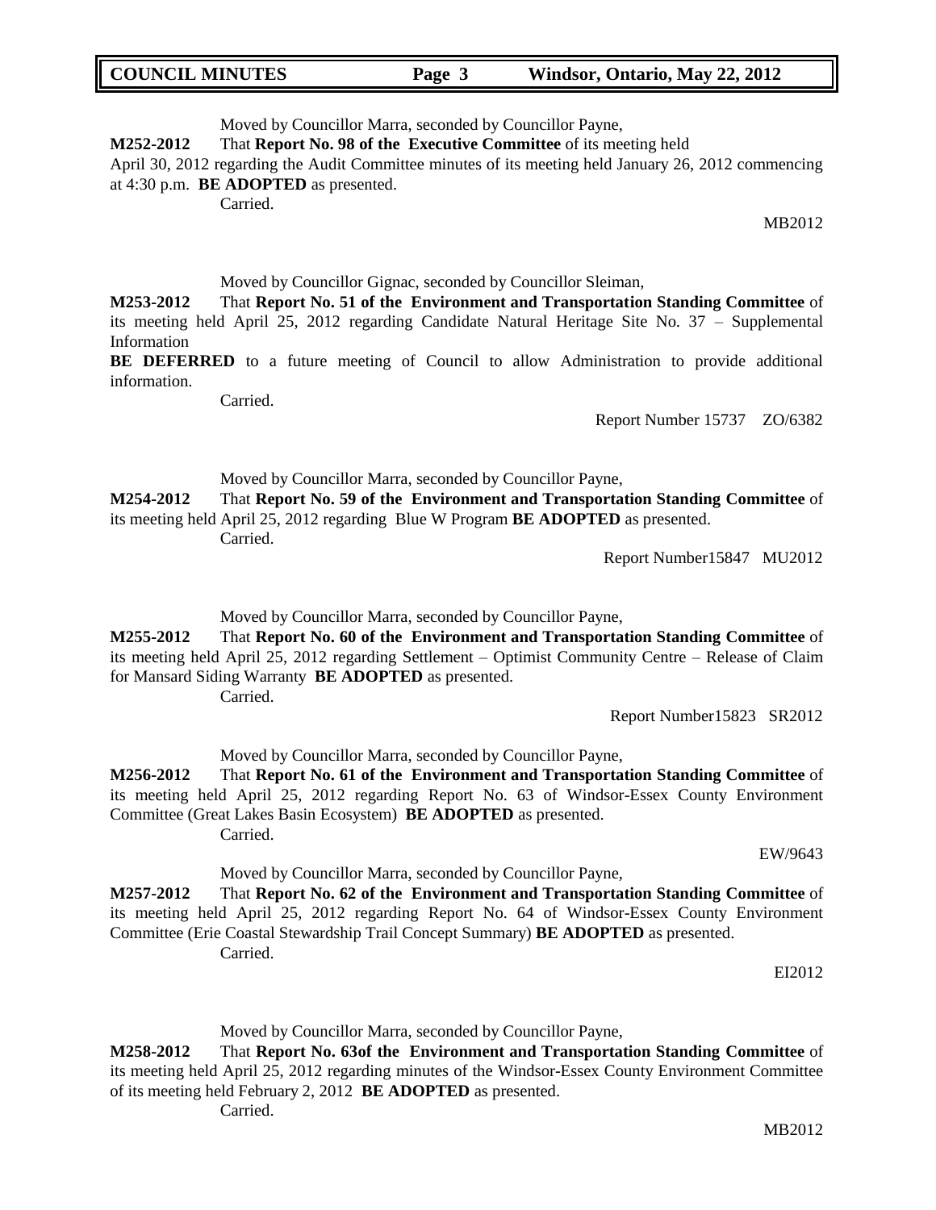Moved by Councillor Marra, seconded by Councillor Payne,

**M252-2012** That **Report No. 98 of the Executive Committee** of its meeting held April 30, 2012 regarding the Audit Committee minutes of its meeting held January 26, 2012 commencing at 4:30 p.m. **BE ADOPTED** as presented.

Carried.

MB2012

Moved by Councillor Gignac, seconded by Councillor Sleiman,

**M253-2012** That **Report No. 51 of the Environment and Transportation Standing Committee** of its meeting held April 25, 2012 regarding Candidate Natural Heritage Site No. 37 – Supplemental Information

**BE DEFERRED** to a future meeting of Council to allow Administration to provide additional information.

Carried.

Report Number 15737 ZO/6382

Moved by Councillor Marra, seconded by Councillor Payne,

**M254-2012** That **Report No. 59 of the Environment and Transportation Standing Committee** of its meeting held April 25, 2012 regarding Blue W Program **BE ADOPTED** as presented.

Carried.

Report Number15847 MU2012

Moved by Councillor Marra, seconded by Councillor Payne,

**M255-2012** That **Report No. 60 of the Environment and Transportation Standing Committee** of its meeting held April 25, 2012 regarding Settlement – Optimist Community Centre – Release of Claim for Mansard Siding Warranty **BE ADOPTED** as presented.

Carried.

Report Number15823 SR2012

Moved by Councillor Marra, seconded by Councillor Payne,

**M256-2012** That **Report No. 61 of the Environment and Transportation Standing Committee** of its meeting held April 25, 2012 regarding Report No. 63 of Windsor-Essex County Environment Committee (Great Lakes Basin Ecosystem) **BE ADOPTED** as presented.

Carried.

EW/9643

Moved by Councillor Marra, seconded by Councillor Payne,

**M257-2012** That **Report No. 62 of the Environment and Transportation Standing Committee** of its meeting held April 25, 2012 regarding Report No. 64 of Windsor-Essex County Environment Committee (Erie Coastal Stewardship Trail Concept Summary) **BE ADOPTED** as presented.

Carried.

EI2012

Moved by Councillor Marra, seconded by Councillor Payne,

**M258-2012** That **Report No. 63of the Environment and Transportation Standing Committee** of its meeting held April 25, 2012 regarding minutes of the Windsor-Essex County Environment Committee of its meeting held February 2, 2012 **BE ADOPTED** as presented.

Carried.

MB2012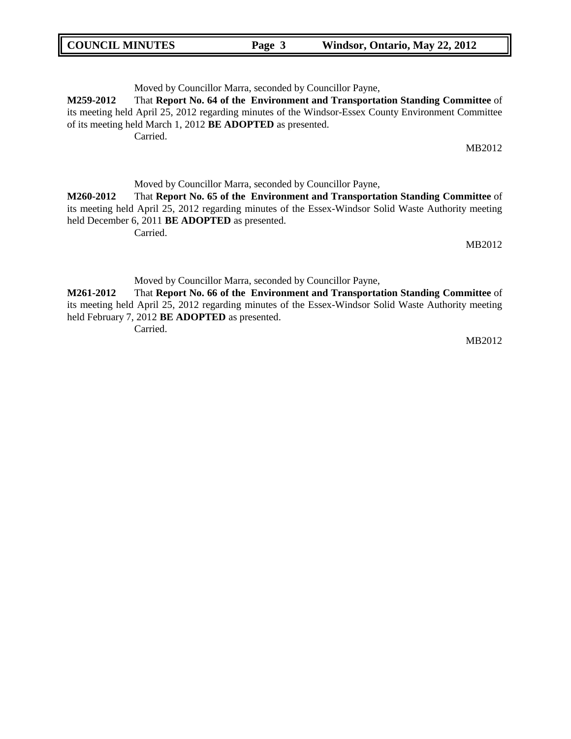Moved by Councillor Marra, seconded by Councillor Payne,

**M259-2012** That **Report No. 64 of the Environment and Transportation Standing Committee** of its meeting held April 25, 2012 regarding minutes of the Windsor-Essex County Environment Committee of its meeting held March 1, 2012 **BE ADOPTED** as presented.

Carried.

MB2012

Moved by Councillor Marra, seconded by Councillor Payne,

**M260-2012** That **Report No. 65 of the Environment and Transportation Standing Committee** of its meeting held April 25, 2012 regarding minutes of the Essex-Windsor Solid Waste Authority meeting held December 6, 2011 **BE ADOPTED** as presented.

Carried.

MB2012

Moved by Councillor Marra, seconded by Councillor Payne,

**M261-2012** That **Report No. 66 of the Environment and Transportation Standing Committee** of its meeting held April 25, 2012 regarding minutes of the Essex-Windsor Solid Waste Authority meeting held February 7, 2012 **BE ADOPTED** as presented.

Carried.

MB2012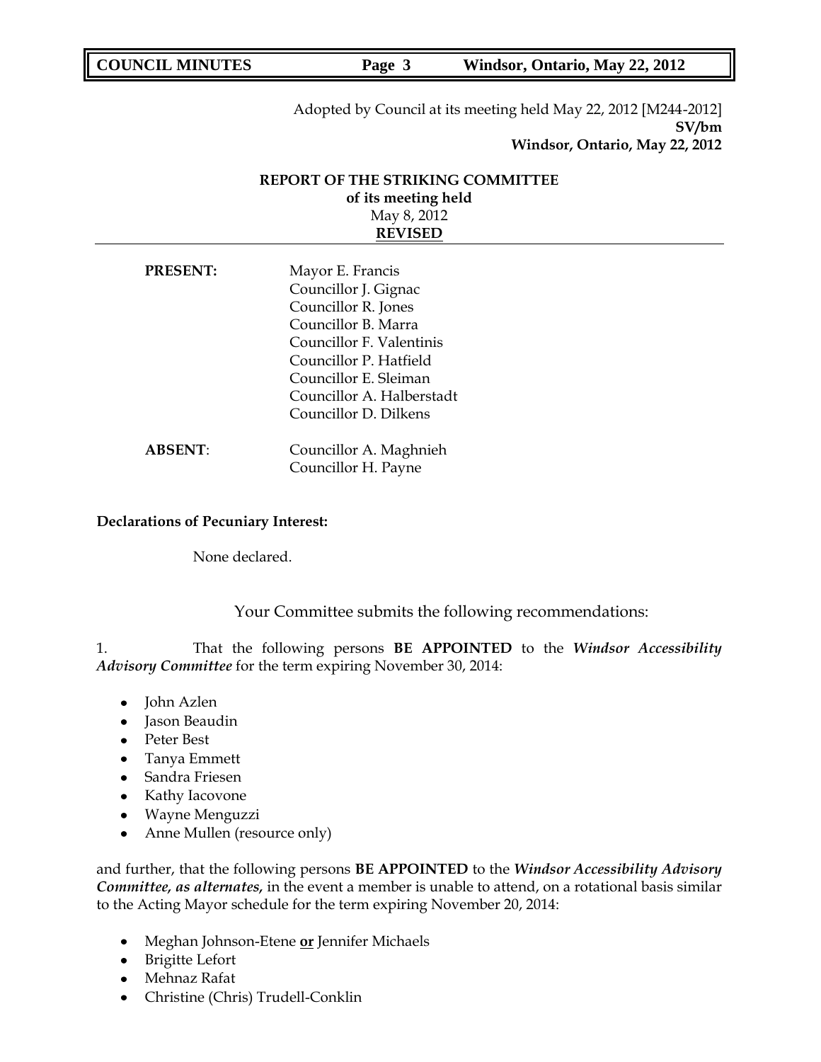Adopted by Council at its meeting held May 22, 2012 [M244-2012]
**SV/bm**
**Windsor, Ontario, May 22, 2012**

**REPORT OF THE STRIKING COMMITTEE**
**of its meeting held**
May 8, 2012
**REVISED**

---

**PRESENT:** Mayor E. Francis
Councillor J. Gignac
Councillor R. Jones
Councillor B. Marra
Councillor F. Valentinis
Councillor P. Hatfield
Councillor E. Sleiman
Councillor A. Halberstadt
Councillor D. Dilkens

**ABSENT**: Councillor A. Maghnieh
Councillor H. Payne

**Declarations of Pecuniary Interest:**

None declared.

Your Committee submits the following recommendations:

1. That the following persons **BE APPOINTED** to the ***Windsor Accessibility Advisory Committee*** for the term expiring November 30, 2014:

- John Azlen
- Jason Beaudin
- Peter Best
- Tanya Emmett
- Sandra Friesen
- Kathy Iacovone
- Wayne Menguzzi
- Anne Mullen (resource only)

and further, that the following persons **BE APPOINTED** to the ***Windsor Accessibility Advisory Committee, as alternates,*** in the event a member is unable to attend, on a rotational basis similar to the Acting Mayor schedule for the term expiring November 20, 2014:

- Meghan Johnson-Etene **or** Jennifer Michaels
- Brigitte Lefort
- Mehnaz Rafat
- Christine (Chris) Trudell-Conklin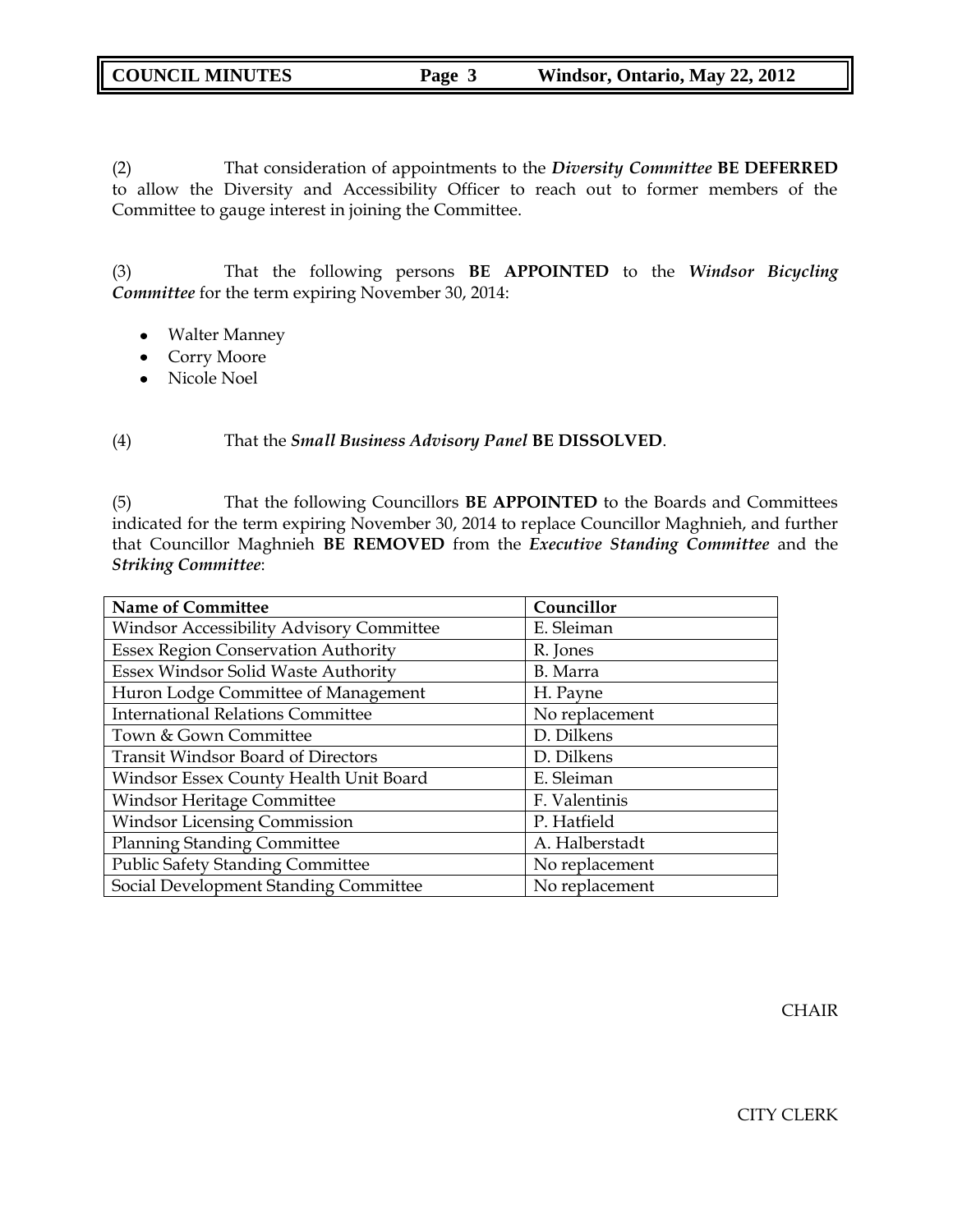(2) That consideration of appointments to the ***Diversity Committee*** **BE DEFERRED** to allow the Diversity and Accessibility Officer to reach out to former members of the Committee to gauge interest in joining the Committee.

(3) That the following persons **BE APPOINTED** to the ***Windsor Bicycling Committee*** for the term expiring November 30, 2014:

- Walter Manney
- Corry Moore
- Nicole Noel

(4) That the ***Small Business Advisory Panel*** **BE DISSOLVED**.

(5) That the following Councillors **BE APPOINTED** to the Boards and Committees indicated for the term expiring November 30, 2014 to replace Councillor Maghnieh, and further that Councillor Maghnieh **BE REMOVED** from the ***Executive Standing Committee*** and the ***Striking Committee***:

| Name of Committee | Councillor |
|---|---|
| Windsor Accessibility Advisory Committee | E. Sleiman |
| Essex Region Conservation Authority | R. Jones |
| Essex Windsor Solid Waste Authority | B. Marra |
| Huron Lodge Committee of Management | H. Payne |
| International Relations Committee | No replacement |
| Town & Gown Committee | D. Dilkens |
| Transit Windsor Board of Directors | D. Dilkens |
| Windsor Essex County Health Unit Board | E. Sleiman |
| Windsor Heritage Committee | F. Valentinis |
| Windsor Licensing Commission | P. Hatfield |
| Planning Standing Committee | A. Halberstadt |
| Public Safety Standing Committee | No replacement |
| Social Development Standing Committee | No replacement |

CHAIR

CITY CLERK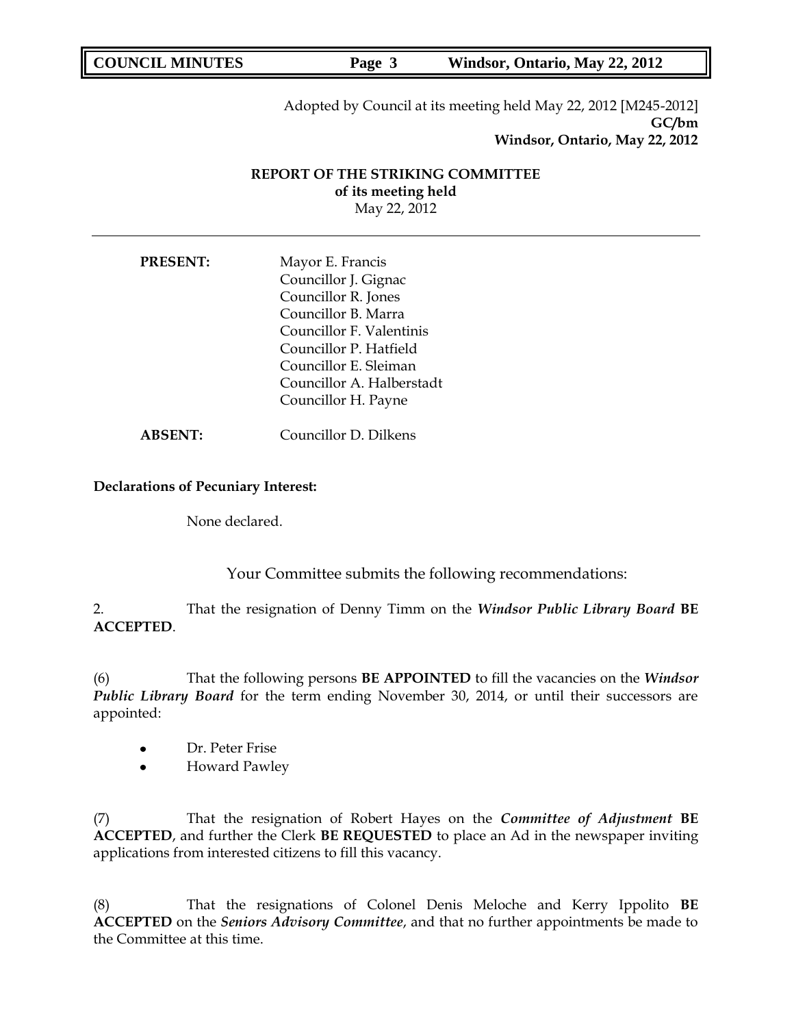Adopted by Council at its meeting held May 22, 2012 [M245-2012]
**GC/bm**
**Windsor, Ontario, May 22, 2012**

**REPORT OF THE STRIKING COMMITTEE**
**of its meeting held**
May 22, 2012

---

**PRESENT:** Mayor E. Francis
Councillor J. Gignac
Councillor R. Jones
Councillor B. Marra
Councillor F. Valentinis
Councillor P. Hatfield
Councillor E. Sleiman
Councillor A. Halberstadt
Councillor H. Payne

**ABSENT:** Councillor D. Dilkens

**Declarations of Pecuniary Interest:**

None declared.

Your Committee submits the following recommendations:

2. That the resignation of Denny Timm on the ***Windsor Public Library Board*** **BE ACCEPTED**.

(6) That the following persons **BE APPOINTED** to fill the vacancies on the ***Windsor Public Library Board*** for the term ending November 30, 2014, or until their successors are appointed:

- Dr. Peter Frise
- Howard Pawley

(7) That the resignation of Robert Hayes on the ***Committee of Adjustment*** **BE ACCEPTED**, and further the Clerk **BE REQUESTED** to place an Ad in the newspaper inviting applications from interested citizens to fill this vacancy.

(8) That the resignations of Colonel Denis Meloche and Kerry Ippolito **BE ACCEPTED** on the ***Seniors Advisory Committee***, and that no further appointments be made to the Committee at this time.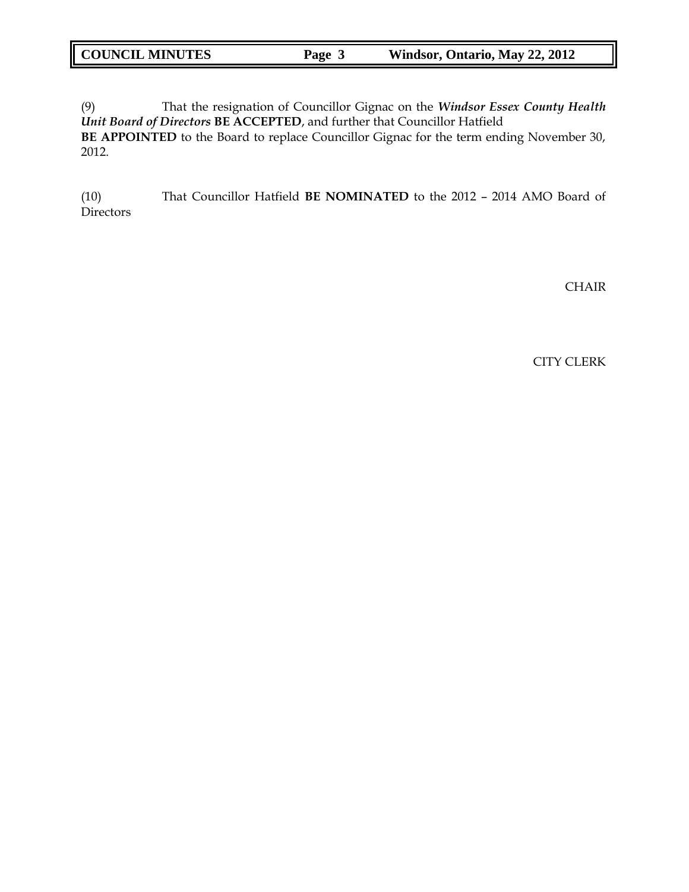(9) That the resignation of Councillor Gignac on the ***Windsor Essex County Health Unit Board of Directors*** **BE ACCEPTED**, and further that Councillor Hatfield **BE APPOINTED** to the Board to replace Councillor Gignac for the term ending November 30, 2012.

(10) That Councillor Hatfield **BE NOMINATED** to the 2012 – 2014 AMO Board of Directors

CHAIR

CITY CLERK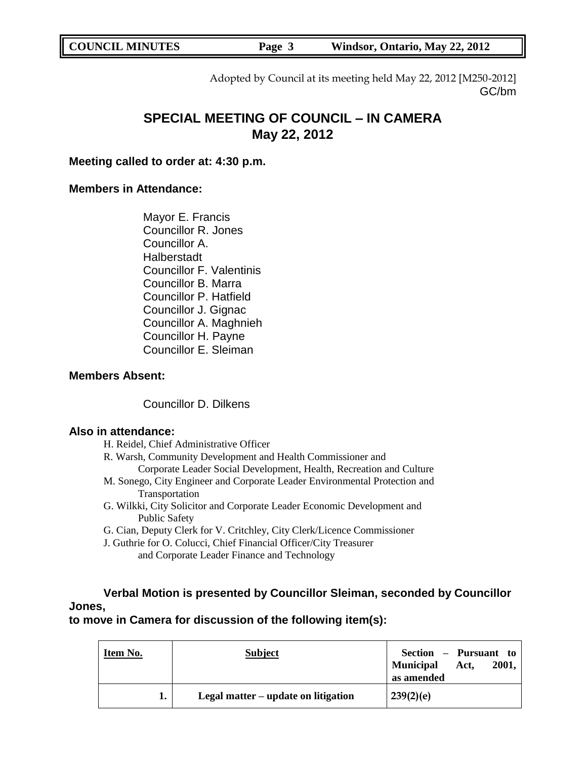Adopted by Council at its meeting held May 22, 2012 [M250-2012]
GC/bm

# SPECIAL MEETING OF COUNCIL – IN CAMERA
# May 22, 2012

**Meeting called to order at: 4:30 p.m.**

**Members in Attendance:**

Mayor E. Francis
Councillor R. Jones
Councillor A. Halberstadt
Councillor F. Valentinis
Councillor B. Marra
Councillor P. Hatfield
Councillor J. Gignac
Councillor A. Maghnieh
Councillor H. Payne
Councillor E. Sleiman

**Members Absent:**

Councillor D. Dilkens

**Also in attendance:**

H. Reidel, Chief Administrative Officer
R. Warsh, Community Development and Health Commissioner and Corporate Leader Social Development, Health, Recreation and Culture
M. Sonego, City Engineer and Corporate Leader Environmental Protection and Transportation
G. Wilkki, City Solicitor and Corporate Leader Economic Development and Public Safety
G. Cian, Deputy Clerk for V. Critchley, City Clerk/Licence Commissioner
J. Guthrie for O. Colucci, Chief Financial Officer/City Treasurer and Corporate Leader Finance and Technology

**Verbal Motion is presented by Councillor Sleiman, seconded by Councillor Jones, to move in Camera for discussion of the following item(s):**

| Item No. | Subject | Section – Pursuant to Municipal Act, 2001, as amended |
|---|---|---|
| 1. | Legal matter – update on litigation | 239(2)(e) |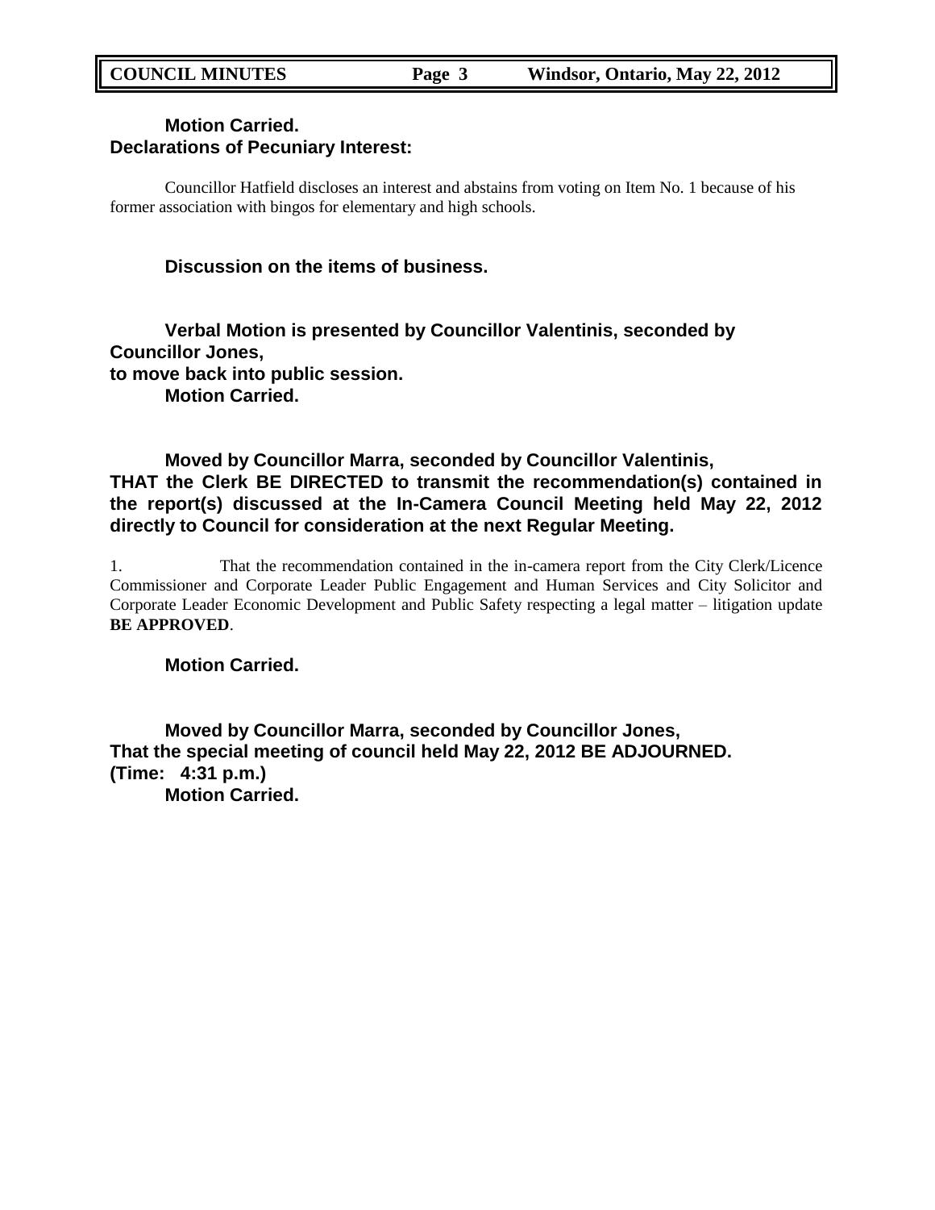**Motion Carried.**

**Declarations of Pecuniary Interest:**

Councillor Hatfield discloses an interest and abstains from voting on Item No. 1 because of his former association with bingos for elementary and high schools.

**Discussion on the items of business.**

**Verbal Motion is presented by Councillor Valentinis, seconded by Councillor Jones,**
**to move back into public session.**
**Motion Carried.**

**Moved by Councillor Marra, seconded by Councillor Valentinis,**
**THAT the Clerk BE DIRECTED to transmit the recommendation(s) contained in the report(s) discussed at the In-Camera Council Meeting held May 22, 2012 directly to Council for consideration at the next Regular Meeting.**

1. That the recommendation contained in the in-camera report from the City Clerk/Licence Commissioner and Corporate Leader Public Engagement and Human Services and City Solicitor and Corporate Leader Economic Development and Public Safety respecting a legal matter – litigation update **BE APPROVED**.

**Motion Carried.**

**Moved by Councillor Marra, seconded by Councillor Jones,**
**That the special meeting of council held May 22, 2012 BE ADJOURNED.**
**(Time: 4:31 p.m.)**
**Motion Carried.**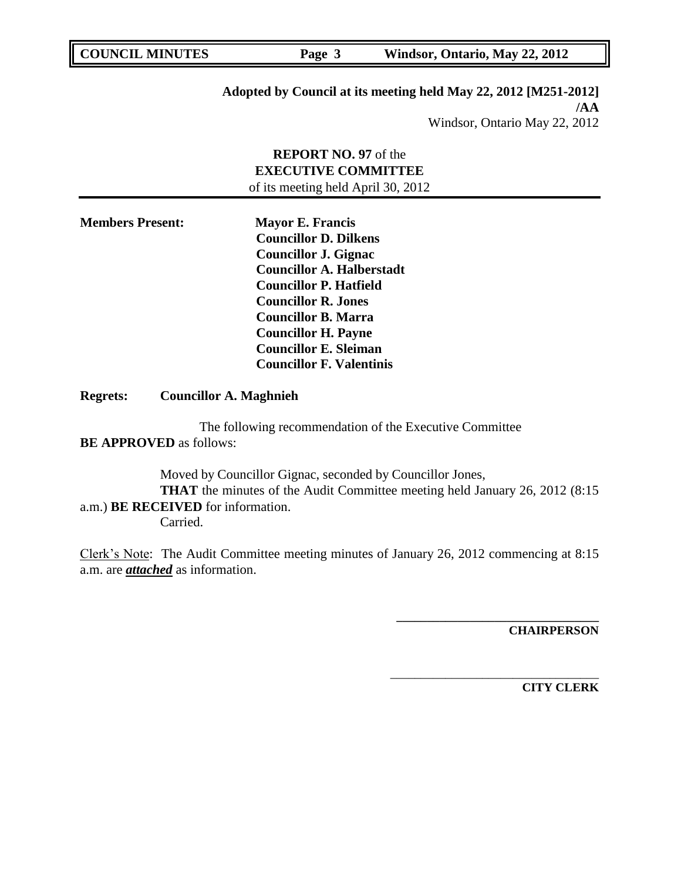**Adopted by Council at its meeting held May 22, 2012 [M251-2012]**
**/AA**
Windsor, Ontario May 22, 2012

**REPORT NO. 97** of the
**EXECUTIVE COMMITTEE**
of its meeting held April 30, 2012

**Members Present:**
**Mayor E. Francis**
**Councillor D. Dilkens**
**Councillor J. Gignac**
**Councillor A. Halberstadt**
**Councillor P. Hatfield**
**Councillor R. Jones**
**Councillor B. Marra**
**Councillor H. Payne**
**Councillor E. Sleiman**
**Councillor F. Valentinis**

**Regrets: Councillor A. Maghnieh**

The following recommendation of the Executive Committee **BE APPROVED** as follows:

Moved by Councillor Gignac, seconded by Councillor Jones,
**THAT** the minutes of the Audit Committee meeting held January 26, 2012 (8:15 a.m.) **BE RECEIVED** for information.
Carried.

Clerk's Note: The Audit Committee meeting minutes of January 26, 2012 commencing at 8:15 a.m. are ***attached*** as information.

______________________________
**CHAIRPERSON**

______________________________
**CITY CLERK**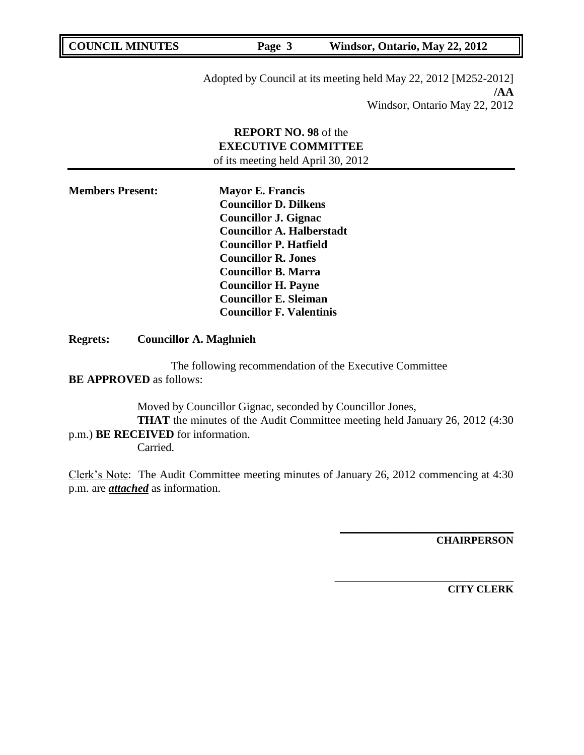Adopted by Council at its meeting held May 22, 2012 [M252-2012]
**/AA**
Windsor, Ontario May 22, 2012

**REPORT NO. 98** of the
**EXECUTIVE COMMITTEE**
of its meeting held April 30, 2012

---

**Members Present:** **Mayor E. Francis**
**Councillor D. Dilkens**
**Councillor J. Gignac**
**Councillor A. Halberstadt**
**Councillor P. Hatfield**
**Councillor R. Jones**
**Councillor B. Marra**
**Councillor H. Payne**
**Councillor E. Sleiman**
**Councillor F. Valentinis**

**Regrets:** **Councillor A. Maghnieh**

The following recommendation of the Executive Committee **BE APPROVED** as follows:

Moved by Councillor Gignac, seconded by Councillor Jones,
**THAT** the minutes of the Audit Committee meeting held January 26, 2012 (4:30 p.m.) **BE RECEIVED** for information.
Carried.

Clerk's Note: The Audit Committee meeting minutes of January 26, 2012 commencing at 4:30 p.m. are ***attached*** as information.

**CHAIRPERSON**

**CITY CLERK**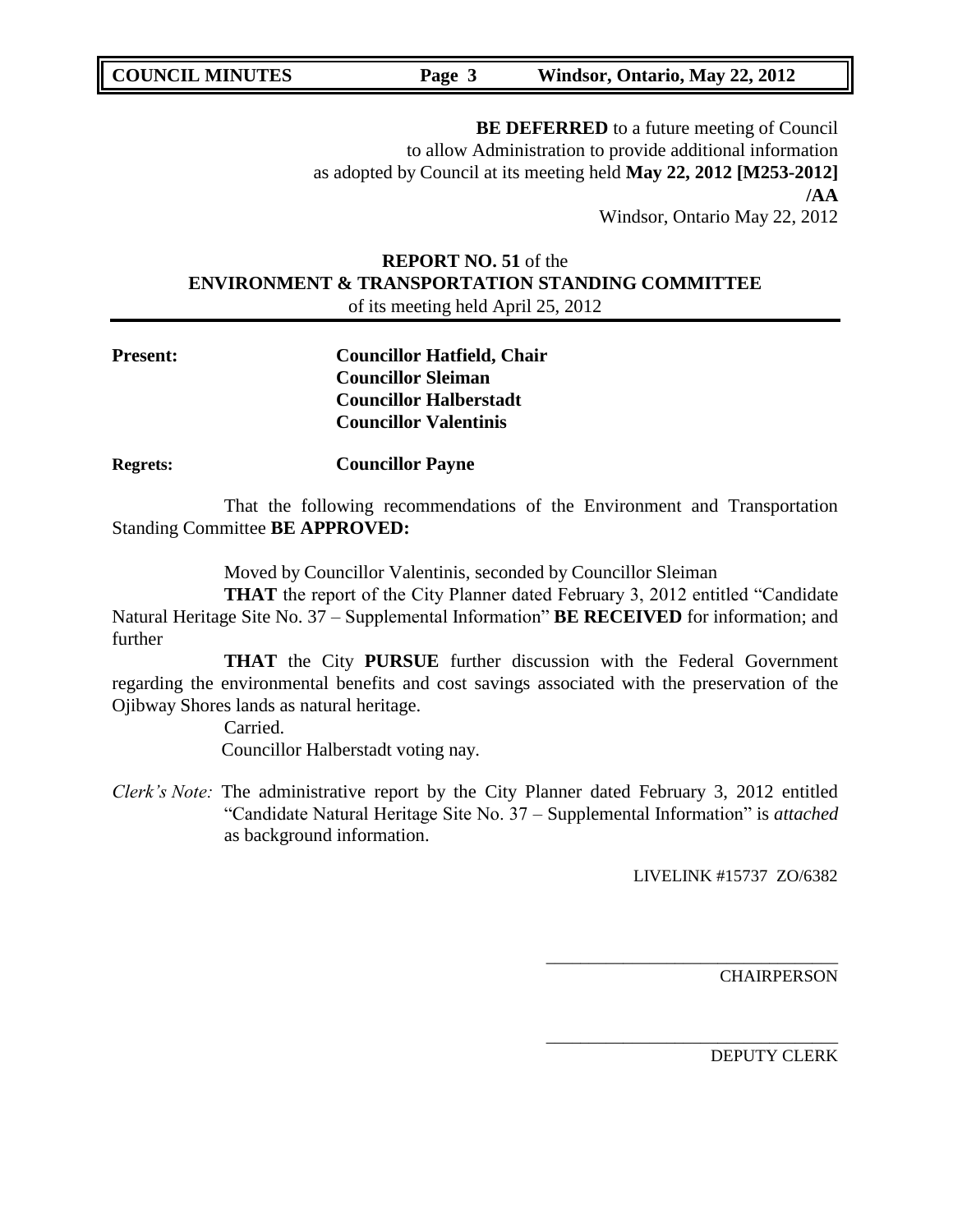**BE DEFERRED** to a future meeting of Council
to allow Administration to provide additional information
as adopted by Council at its meeting held **May 22, 2012 [M253-2012]**
**/AA**
Windsor, Ontario May 22, 2012

**REPORT NO. 51** of the
**ENVIRONMENT & TRANSPORTATION STANDING COMMITTEE**
of its meeting held April 25, 2012

---

**Present:** **Councillor Hatfield, Chair**
**Councillor Sleiman**
**Councillor Halberstadt**
**Councillor Valentinis**

**Regrets:** **Councillor Payne**

That the following recommendations of the Environment and Transportation Standing Committee **BE APPROVED:**

Moved by Councillor Valentinis, seconded by Councillor Sleiman

**THAT** the report of the City Planner dated February 3, 2012 entitled "Candidate Natural Heritage Site No. 37 – Supplemental Information" **BE RECEIVED** for information; and further

**THAT** the City **PURSUE** further discussion with the Federal Government regarding the environmental benefits and cost savings associated with the preservation of the Ojibway Shores lands as natural heritage.

Carried.

Councillor Halberstadt voting nay.

*Clerk's Note:* The administrative report by the City Planner dated February 3, 2012 entitled "Candidate Natural Heritage Site No. 37 – Supplemental Information" is *attached* as background information.

LIVELINK #15737 ZO/6382

\_\_\_\_\_\_\_\_\_\_\_\_\_\_\_\_\_\_\_\_\_\_\_\_\_\_\_\_\_\_\_\_\_\_
CHAIRPERSON

\_\_\_\_\_\_\_\_\_\_\_\_\_\_\_\_\_\_\_\_\_\_\_\_\_\_\_\_\_\_\_\_\_\_
DEPUTY CLERK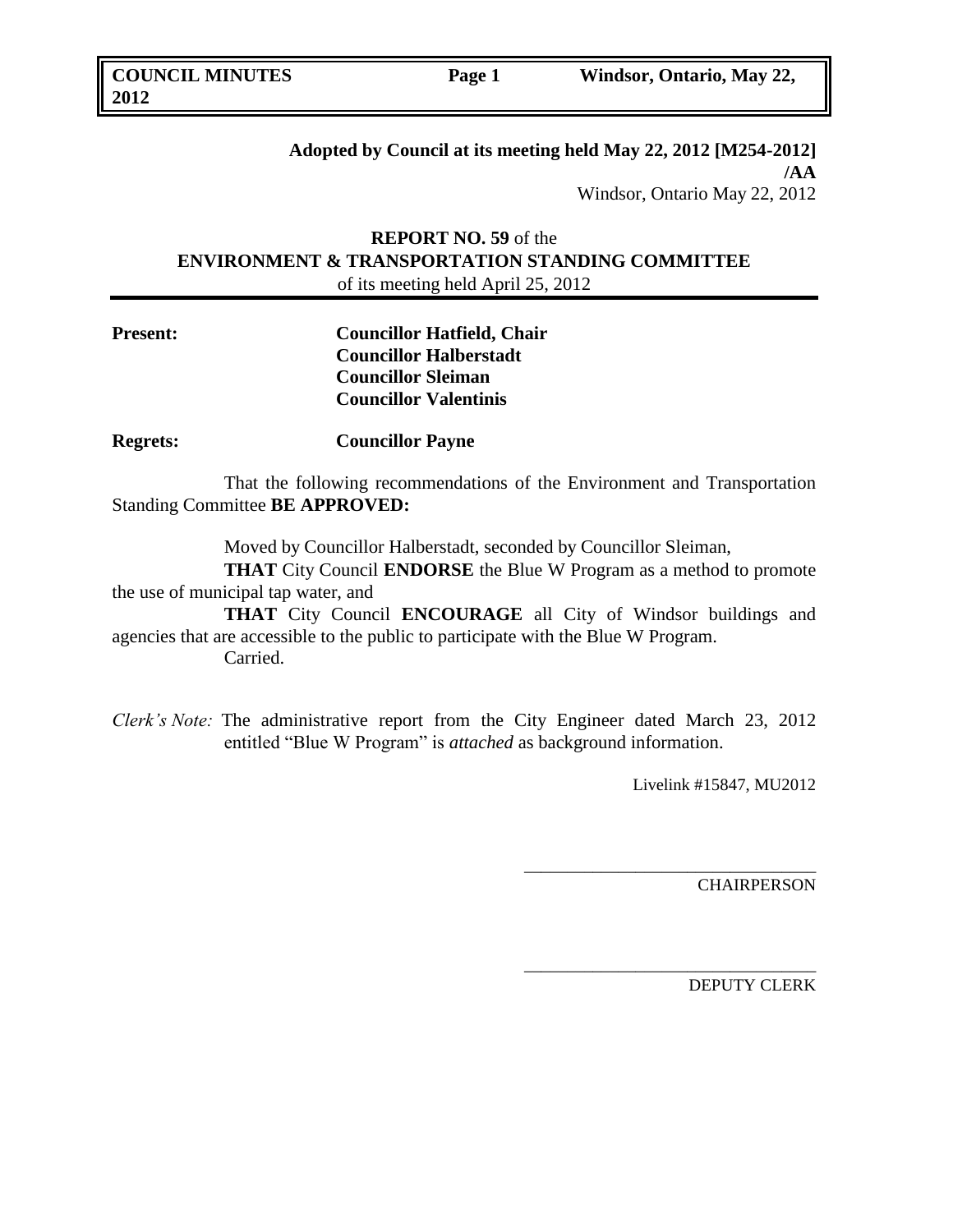**Adopted by Council at its meeting held May 22, 2012 [M254-2012] /AA**

Windsor, Ontario May 22, 2012

**REPORT NO. 59** of the
**ENVIRONMENT & TRANSPORTATION STANDING COMMITTEE**
of its meeting held April 25, 2012

**Present:** **Councillor Hatfield, Chair**
**Councillor Halberstadt**
**Councillor Sleiman**
**Councillor Valentinis**

**Regrets:** **Councillor Payne**

That the following recommendations of the Environment and Transportation Standing Committee **BE APPROVED:**

Moved by Councillor Halberstadt, seconded by Councillor Sleiman,

**THAT** City Council **ENDORSE** the Blue W Program as a method to promote the use of municipal tap water, and

**THAT** City Council **ENCOURAGE** all City of Windsor buildings and agencies that are accessible to the public to participate with the Blue W Program.

Carried.

*Clerk's Note:* The administrative report from the City Engineer dated March 23, 2012 entitled "Blue W Program" is *attached* as background information.

Livelink #15847, MU2012

\_\_\_\_\_\_\_\_\_\_\_\_\_\_\_\_\_\_\_\_\_\_\_\_\_\_\_\_\_\_\_\_
CHAIRPERSON

\_\_\_\_\_\_\_\_\_\_\_\_\_\_\_\_\_\_\_\_\_\_\_\_\_\_\_\_\_\_\_\_
DEPUTY CLERK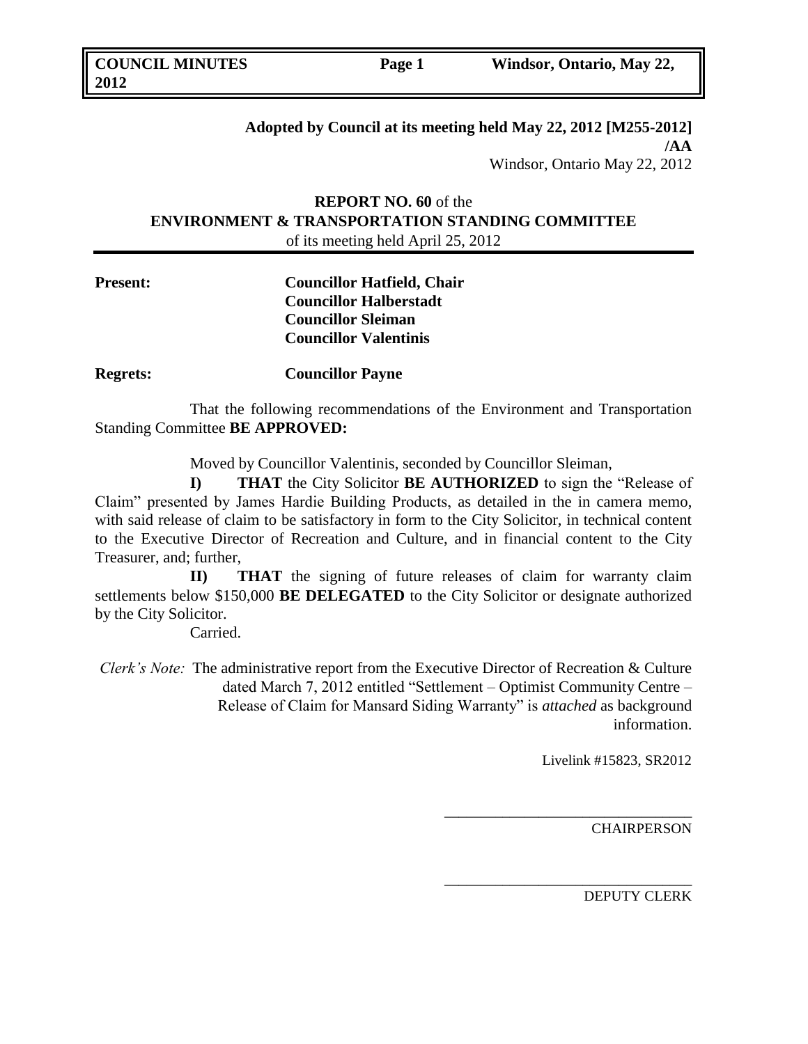**Adopted by Council at its meeting held May 22, 2012 [M255-2012] /AA**
Windsor, Ontario May 22, 2012

**REPORT NO. 60** of the
**ENVIRONMENT & TRANSPORTATION STANDING COMMITTEE**
of its meeting held April 25, 2012

**Present:** **Councillor Hatfield, Chair**
**Councillor Halberstadt**
**Councillor Sleiman**
**Councillor Valentinis**

**Regrets:** **Councillor Payne**

That the following recommendations of the Environment and Transportation Standing Committee **BE APPROVED:**

Moved by Councillor Valentinis, seconded by Councillor Sleiman,

**I) THAT** the City Solicitor **BE AUTHORIZED** to sign the "Release of Claim" presented by James Hardie Building Products, as detailed in the in camera memo, with said release of claim to be satisfactory in form to the City Solicitor, in technical content to the Executive Director of Recreation and Culture, and in financial content to the City Treasurer, and; further,

**II) THAT** the signing of future releases of claim for warranty claim settlements below $150,000 **BE DELEGATED** to the City Solicitor or designate authorized by the City Solicitor.

Carried.

*Clerk's Note:* The administrative report from the Executive Director of Recreation & Culture dated March 7, 2012 entitled "Settlement – Optimist Community Centre – Release of Claim for Mansard Siding Warranty" is *attached* as background information.

Livelink #15823, SR2012

\_\_\_\_\_\_\_\_\_\_\_\_\_\_\_\_\_\_\_\_\_\_\_\_\_\_\_\_\_\_\_\_
CHAIRPERSON

\_\_\_\_\_\_\_\_\_\_\_\_\_\_\_\_\_\_\_\_\_\_\_\_\_\_\_\_\_\_\_\_
DEPUTY CLERK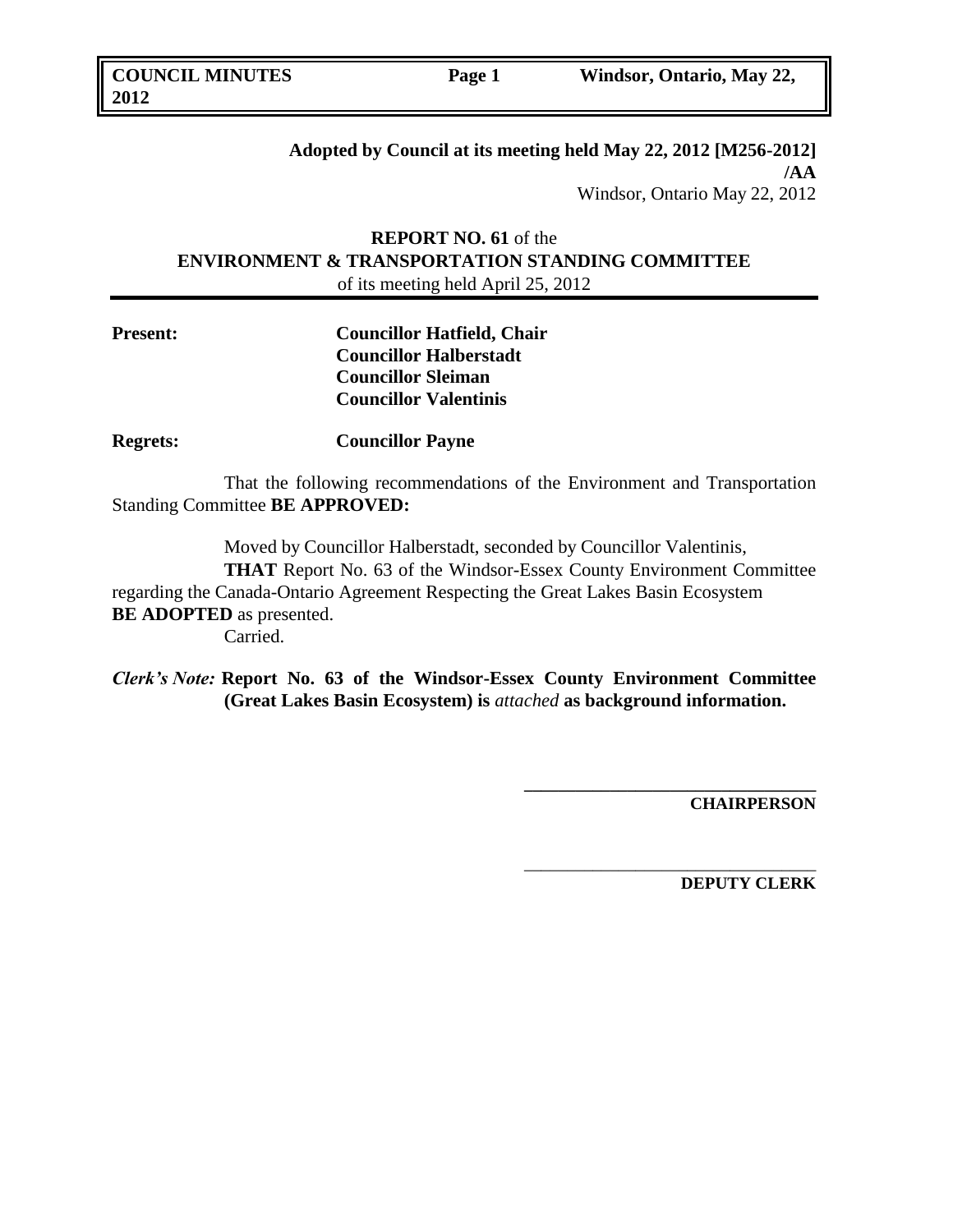**Adopted by Council at its meeting held May 22, 2012 [M256-2012] /AA**
Windsor, Ontario May 22, 2012

**REPORT NO. 61** of the
**ENVIRONMENT & TRANSPORTATION STANDING COMMITTEE**
of its meeting held April 25, 2012

---

**Present:** **Councillor Hatfield, Chair**
**Councillor Halberstadt**
**Councillor Sleiman**
**Councillor Valentinis**

**Regrets:** **Councillor Payne**

That the following recommendations of the Environment and Transportation Standing Committee **BE APPROVED:**

Moved by Councillor Halberstadt, seconded by Councillor Valentinis,
**THAT** Report No. 63 of the Windsor-Essex County Environment Committee regarding the Canada-Ontario Agreement Respecting the Great Lakes Basin Ecosystem **BE ADOPTED** as presented.
Carried.

*Clerk's Note:* **Report No. 63 of the Windsor-Essex County Environment Committee (Great Lakes Basin Ecosystem) is** *attached* **as background information.**

\_\_\_\_\_\_\_\_\_\_\_\_\_\_\_\_\_\_\_\_\_\_\_\_\_\_\_\_\_\_\_\_
**CHAIRPERSON**

\_\_\_\_\_\_\_\_\_\_\_\_\_\_\_\_\_\_\_\_\_\_\_\_\_\_\_\_\_\_\_\_
**DEPUTY CLERK**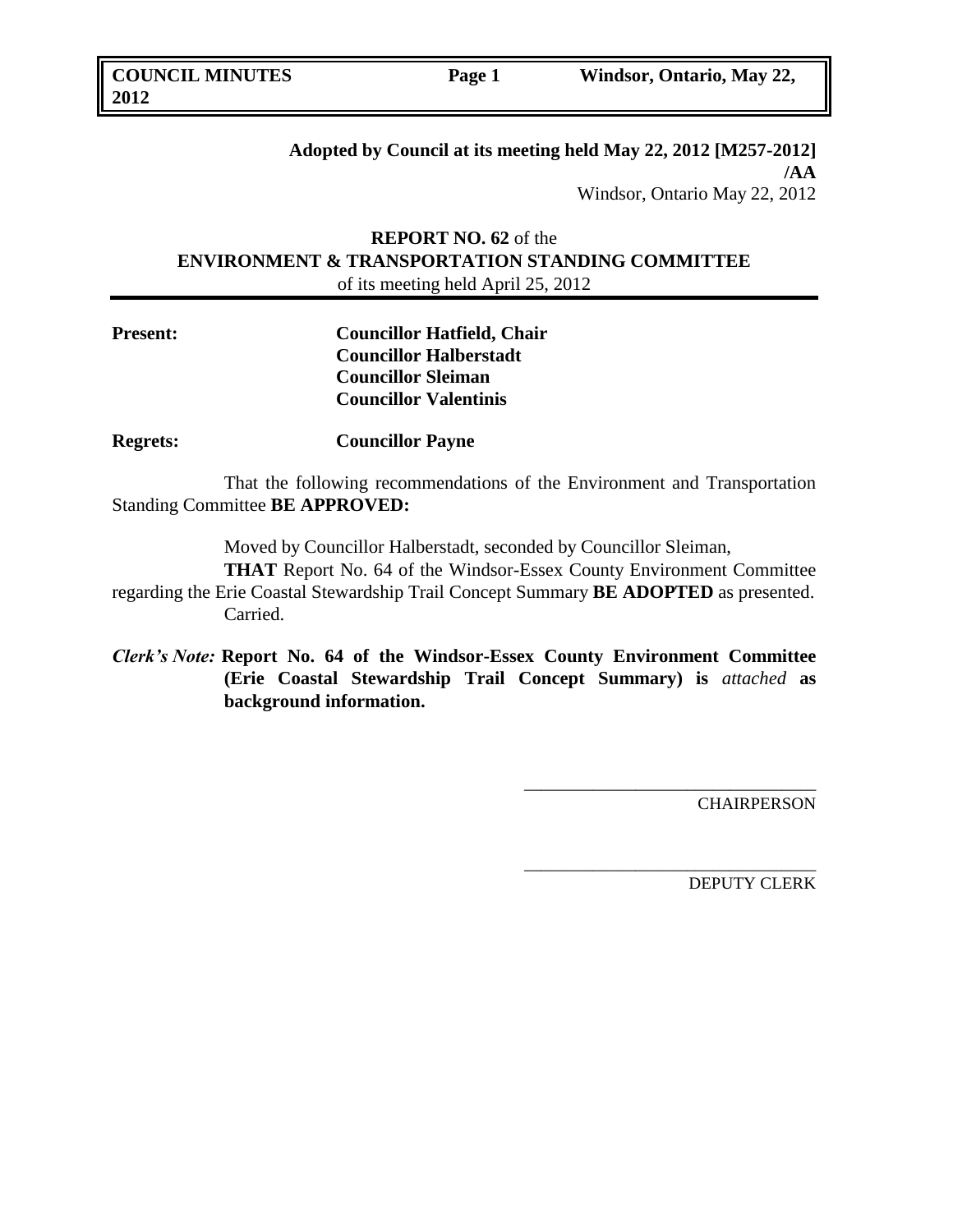**Adopted by Council at its meeting held May 22, 2012 [M257-2012] /AA**
Windsor, Ontario May 22, 2012

**REPORT NO. 62** of the
**ENVIRONMENT & TRANSPORTATION STANDING COMMITTEE**
of its meeting held April 25, 2012

**Present:** **Councillor Hatfield, Chair**
**Councillor Halberstadt**
**Councillor Sleiman**
**Councillor Valentinis**

**Regrets:** **Councillor Payne**

That the following recommendations of the Environment and Transportation Standing Committee **BE APPROVED:**

Moved by Councillor Halberstadt, seconded by Councillor Sleiman,
**THAT** Report No. 64 of the Windsor-Essex County Environment Committee regarding the Erie Coastal Stewardship Trail Concept Summary **BE ADOPTED** as presented.
Carried.

***Clerk's Note:*** **Report No. 64 of the Windsor-Essex County Environment Committee (Erie Coastal Stewardship Trail Concept Summary) is** *attached* **as background information.**

\_\_\_\_\_\_\_\_\_\_\_\_\_\_\_\_\_\_\_\_\_\_\_\_\_\_\_\_\_\_\_\_
CHAIRPERSON

\_\_\_\_\_\_\_\_\_\_\_\_\_\_\_\_\_\_\_\_\_\_\_\_\_\_\_\_\_\_\_\_
DEPUTY CLERK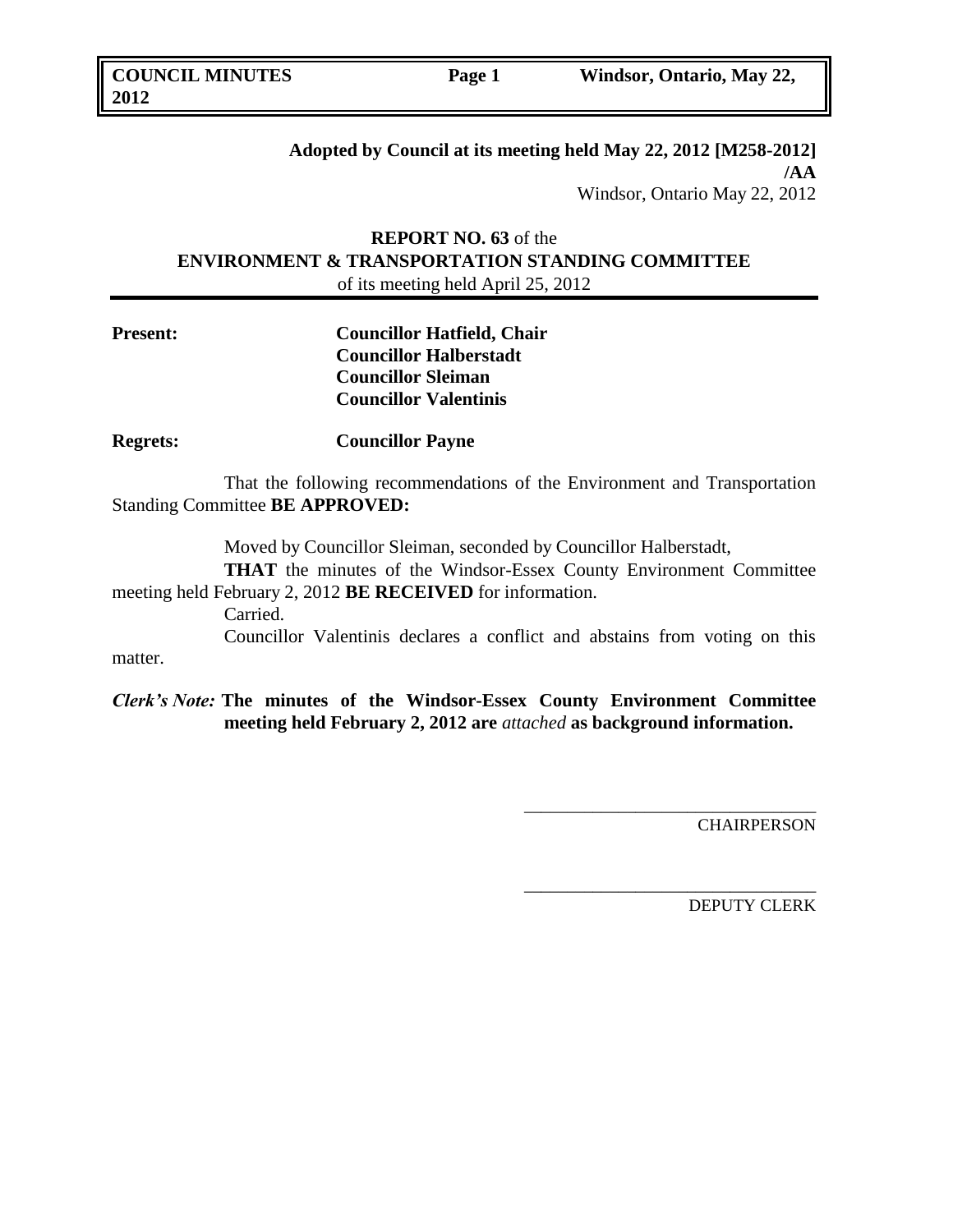**Adopted by Council at its meeting held May 22, 2012 [M258-2012] /AA**
Windsor, Ontario May 22, 2012

**REPORT NO. 63** of the
**ENVIRONMENT & TRANSPORTATION STANDING COMMITTEE**
of its meeting held April 25, 2012

**Present:** **Councillor Hatfield, Chair**
**Councillor Halberstadt**
**Councillor Sleiman**
**Councillor Valentinis**

**Regrets:** **Councillor Payne**

That the following recommendations of the Environment and Transportation Standing Committee **BE APPROVED:**

Moved by Councillor Sleiman, seconded by Councillor Halberstadt,

**THAT** the minutes of the Windsor-Essex County Environment Committee meeting held February 2, 2012 **BE RECEIVED** for information.

Carried.

Councillor Valentinis declares a conflict and abstains from voting on this matter.

***Clerk's Note:*** **The minutes of the Windsor-Essex County Environment Committee meeting held February 2, 2012 are** *attached* **as background information.**

\_\_\_\_\_\_\_\_\_\_\_\_\_\_\_\_\_\_\_\_\_\_\_\_\_\_\_\_\_\_\_\_\_
CHAIRPERSON

\_\_\_\_\_\_\_\_\_\_\_\_\_\_\_\_\_\_\_\_\_\_\_\_\_\_\_\_\_\_\_\_\_
DEPUTY CLERK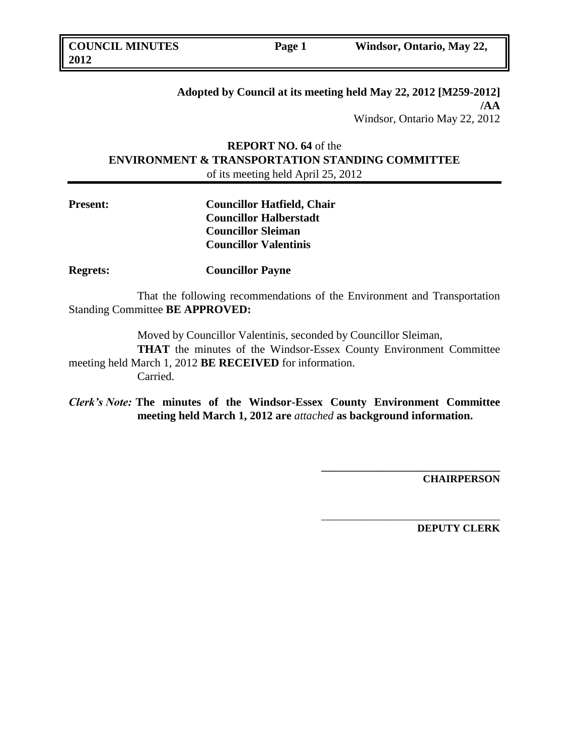**Adopted by Council at its meeting held May 22, 2012 [M259-2012] /AA**
Windsor, Ontario May 22, 2012

**REPORT NO. 64** of the
**ENVIRONMENT & TRANSPORTATION STANDING COMMITTEE**
of its meeting held April 25, 2012

---

**Present:** **Councillor Hatfield, Chair**
**Councillor Halberstadt**
**Councillor Sleiman**
**Councillor Valentinis**

**Regrets:** **Councillor Payne**

That the following recommendations of the Environment and Transportation Standing Committee **BE APPROVED:**

Moved by Councillor Valentinis, seconded by Councillor Sleiman,
**THAT** the minutes of the Windsor-Essex County Environment Committee meeting held March 1, 2012 **BE RECEIVED** for information.
Carried.

***Clerk's Note:*** **The minutes of the Windsor-Essex County Environment Committee meeting held March 1, 2012 are** *attached* **as background information.**

\_\_\_\_\_\_\_\_\_\_\_\_\_\_\_\_\_\_\_\_\_\_\_\_\_\_\_\_\_\_\_\_\_\_
**CHAIRPERSON**

\_\_\_\_\_\_\_\_\_\_\_\_\_\_\_\_\_\_\_\_\_\_\_\_\_\_\_\_\_\_\_\_\_\_
**DEPUTY CLERK**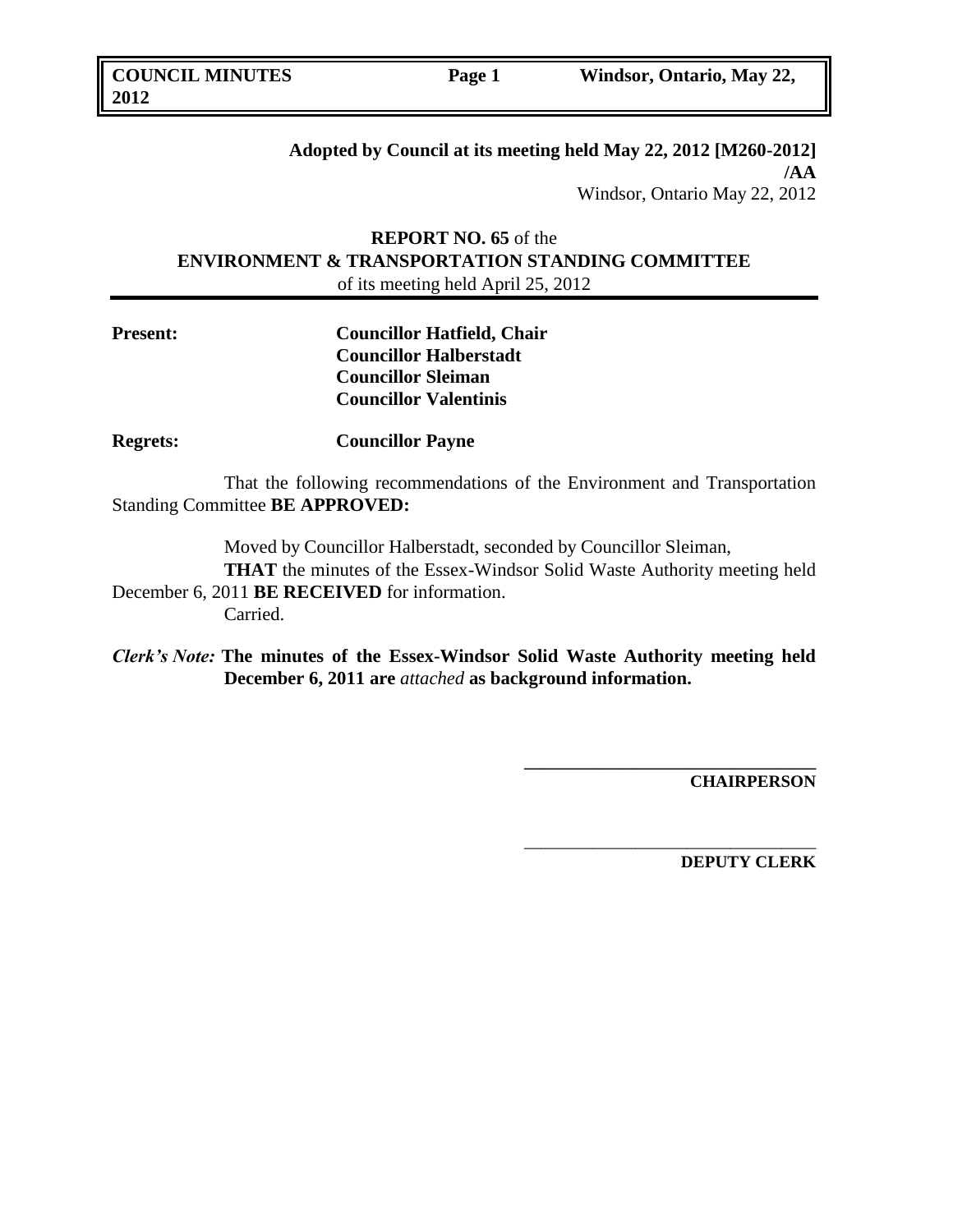**Adopted by Council at its meeting held May 22, 2012 [M260-2012] /AA**
Windsor, Ontario May 22, 2012

**REPORT NO. 65** of the
**ENVIRONMENT & TRANSPORTATION STANDING COMMITTEE**
of its meeting held April 25, 2012

**Present:** **Councillor Hatfield, Chair**
**Councillor Halberstadt**
**Councillor Sleiman**
**Councillor Valentinis**

**Regrets:** **Councillor Payne**

That the following recommendations of the Environment and Transportation Standing Committee **BE APPROVED:**

Moved by Councillor Halberstadt, seconded by Councillor Sleiman,
**THAT** the minutes of the Essex-Windsor Solid Waste Authority meeting held December 6, 2011 **BE RECEIVED** for information.
Carried.

***Clerk's Note:*** **The minutes of the Essex-Windsor Solid Waste Authority meeting held December 6, 2011 are** *attached* **as background information.**

\_\_\_\_\_\_\_\_\_\_\_\_\_\_\_\_\_\_\_\_\_\_\_\_\_\_\_\_\_\_\_\_
**CHAIRPERSON**

\_\_\_\_\_\_\_\_\_\_\_\_\_\_\_\_\_\_\_\_\_\_\_\_\_\_\_\_\_\_\_\_
**DEPUTY CLERK**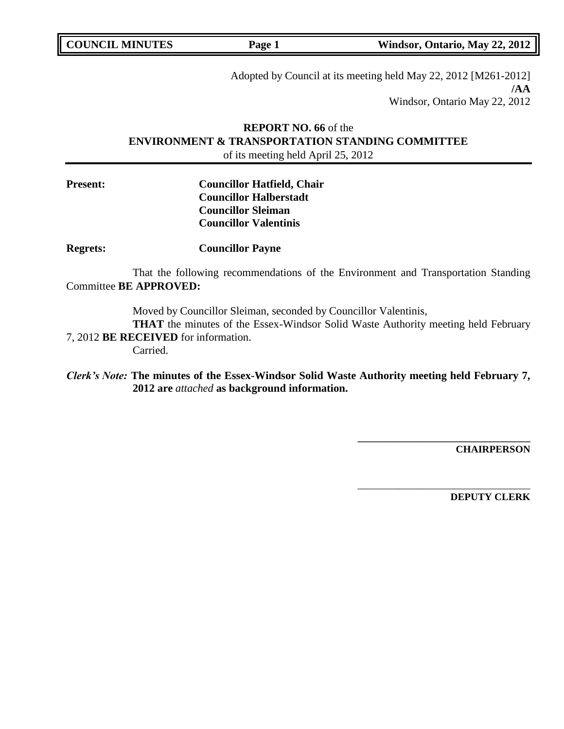Adopted by Council at its meeting held May 22, 2012 [M261-2012]
**/AA**
Windsor, Ontario May 22, 2012

**REPORT NO. 66** of the
**ENVIRONMENT & TRANSPORTATION STANDING COMMITTEE**
of its meeting held April 25, 2012

**Present:** **Councillor Hatfield, Chair**
**Councillor Halberstadt**
**Councillor Sleiman**
**Councillor Valentinis**

**Regrets:** **Councillor Payne**

That the following recommendations of the Environment and Transportation Standing Committee **BE APPROVED:**

Moved by Councillor Sleiman, seconded by Councillor Valentinis,
**THAT** the minutes of the Essex-Windsor Solid Waste Authority meeting held February 7, 2012 **BE RECEIVED** for information.
Carried.

***Clerk's Note:*** **The minutes of the Essex-Windsor Solid Waste Authority meeting held February 7, 2012 are** *attached* **as background information.**

\_\_\_\_\_\_\_\_\_\_\_\_\_\_\_\_\_\_\_\_\_\_\_\_\_\_\_\_\_\_\_\_
**CHAIRPERSON**

\_\_\_\_\_\_\_\_\_\_\_\_\_\_\_\_\_\_\_\_\_\_\_\_\_\_\_\_\_\_\_\_
**DEPUTY CLERK**